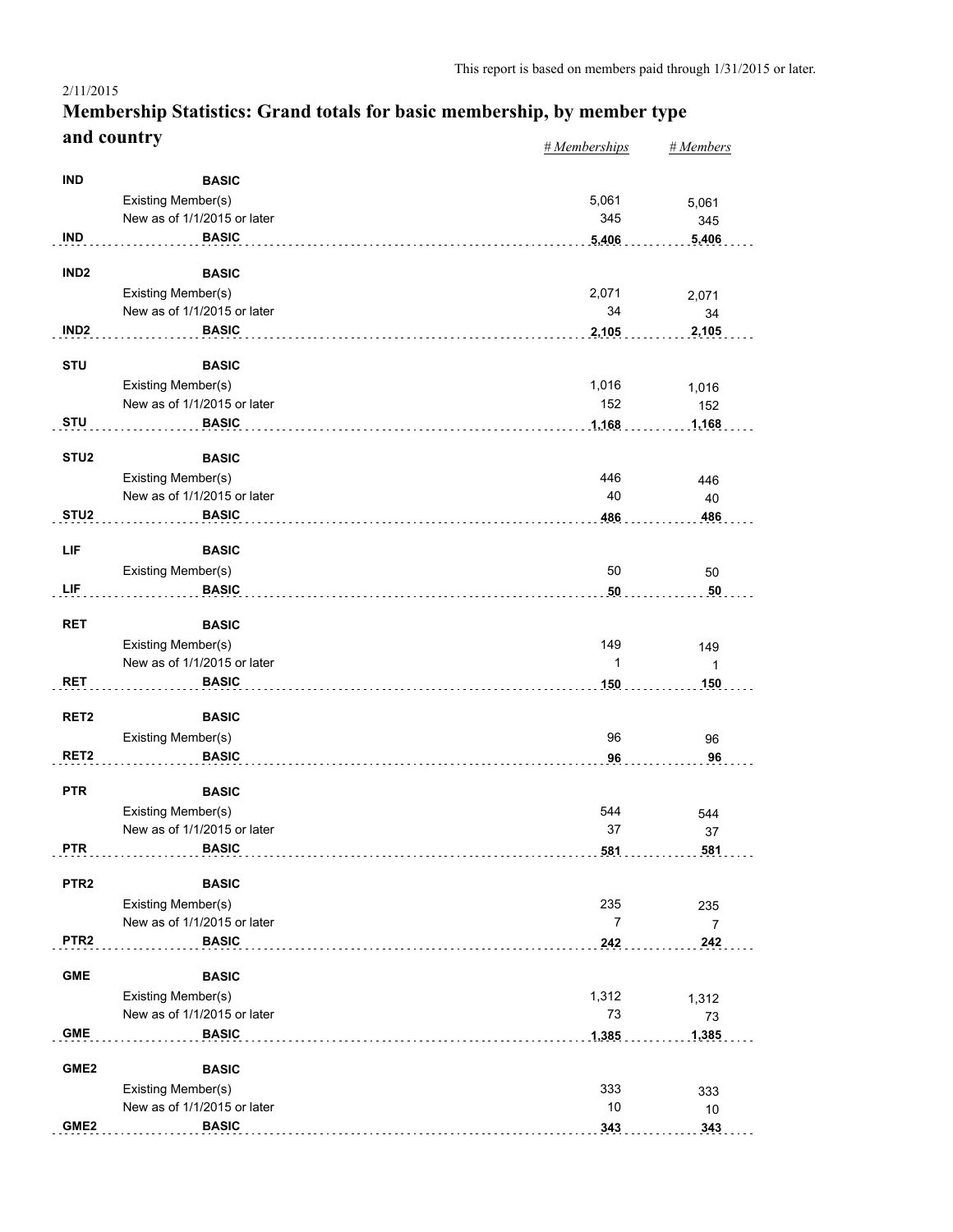This report is based on members paid through 1/31/2015 or later.

2/11/2015

# Membership Statistics: Grand totals for basic membership, by member type and country

| | | | *# Memberships* | *# Members* |
|---|---|---|---|---|
| **IND** | **BASIC** | | | |
| | Existing Member(s) | | 5,061 | 5,061 |
| | New as of 1/1/2015 or later | | 345 | 345 |
| **IND** | **BASIC** | | **5,406** | **5,406** |
| **IND2** | **BASIC** | | | |
| | Existing Member(s) | | 2,071 | 2,071 |
| | New as of 1/1/2015 or later | | 34 | 34 |
| **IND2** | **BASIC** | | **2,105** | **2,105** |
| **STU** | **BASIC** | | | |
| | Existing Member(s) | | 1,016 | 1,016 |
| | New as of 1/1/2015 or later | | 152 | 152 |
| **STU** | **BASIC** | | **1,168** | **1,168** |
| **STU2** | **BASIC** | | | |
| | Existing Member(s) | | 446 | 446 |
| | New as of 1/1/2015 or later | | 40 | 40 |
| **STU2** | **BASIC** | | **486** | **486** |
| **LIF** | **BASIC** | | | |
| | Existing Member(s) | | 50 | 50 |
| **LIF** | **BASIC** | | **50** | **50** |
| **RET** | **BASIC** | | | |
| | Existing Member(s) | | 149 | 149 |
| | New as of 1/1/2015 or later | | 1 | 1 |
| **RET** | **BASIC** | | **150** | **150** |
| **RET2** | **BASIC** | | | |
| | Existing Member(s) | | 96 | 96 |
| **RET2** | **BASIC** | | **96** | **96** |
| **PTR** | **BASIC** | | | |
| | Existing Member(s) | | 544 | 544 |
| | New as of 1/1/2015 or later | | 37 | 37 |
| **PTR** | **BASIC** | | **581** | **581** |
| **PTR2** | **BASIC** | | | |
| | Existing Member(s) | | 235 | 235 |
| | New as of 1/1/2015 or later | | 7 | 7 |
| **PTR2** | **BASIC** | | **242** | **242** |
| **GME** | **BASIC** | | | |
| | Existing Member(s) | | 1,312 | 1,312 |
| | New as of 1/1/2015 or later | | 73 | 73 |
| **GME** | **BASIC** | | **1,385** | **1,385** |
| **GME2** | **BASIC** | | | |
| | Existing Member(s) | | 333 | 333 |
| | New as of 1/1/2015 or later | | 10 | 10 |
| **GME2** | **BASIC** | | **343** | **343** |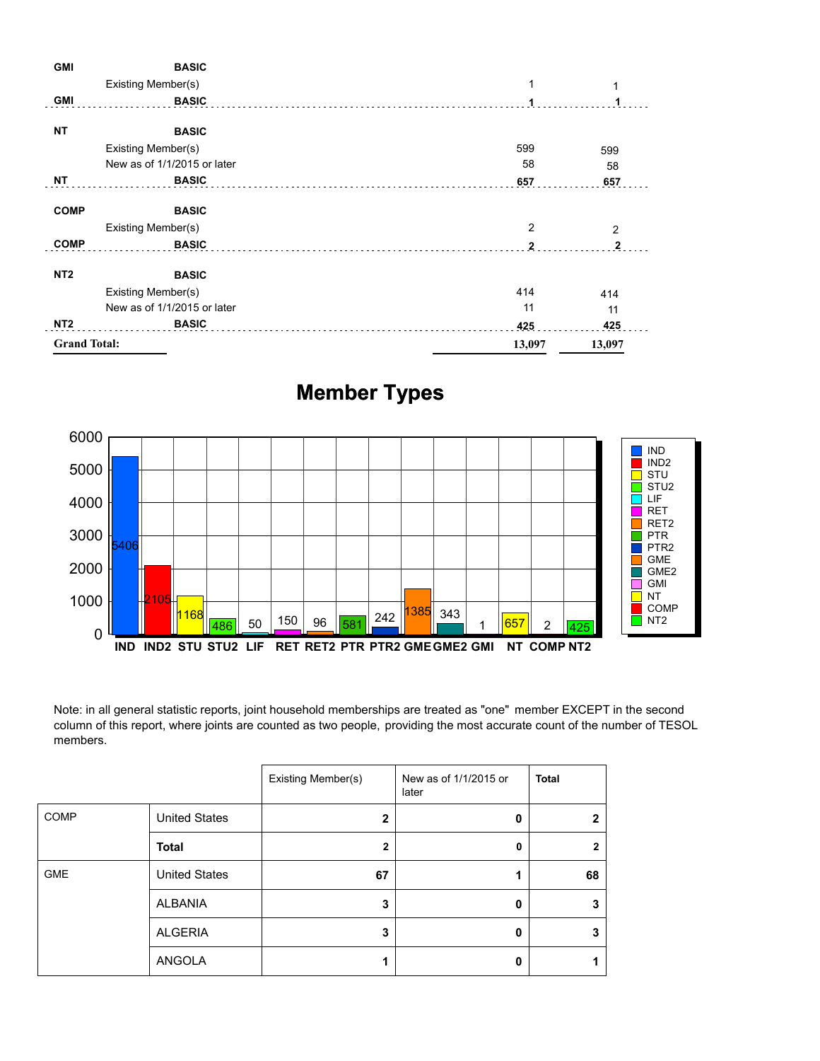| | | | |
|---|---|---|---|
| **GMI** | **BASIC** | | |
| | Existing Member(s) | 1 | 1 |
| **GMI** | **BASIC** | **1** | **1** |
| **NT** | **BASIC** | | |
| | Existing Member(s) | 599 | 599 |
| | New as of 1/1/2015 or later | 58 | 58 |
| **NT** | **BASIC** | **657** | **657** |
| **COMP** | **BASIC** | | |
| | Existing Member(s) | 2 | 2 |
| **COMP** | **BASIC** | **2** | **2** |
| **NT2** | **BASIC** | | |
| | Existing Member(s) | 414 | 414 |
| | New as of 1/1/2015 or later | 11 | 11 |
| **NT2** | **BASIC** | **425** | **425** |
| **Grand Total:** | | **13,097** | **13,097** |

## Member Types

| Member Type | Count |
|---|---|
| IND | 5406 |
| IND2 | 2105 |
| STU | 1168 |
| STU2 | 486 |
| LIF | 50 |
| RET | 150 |
| RET2 | 96 |
| PTR | 581 |
| PTR2 | 242 |
| GME | 1385 |
| GME2 | 343 |
| GMI | 1 |
| NT | 657 |
| COMP | 2 |
| NT2 | 425 |

Note: in all general statistic reports, joint household memberships are treated as "one" member EXCEPT in the second column of this report, where joints are counted as two people, providing the most accurate count of the number of TESOL members.

| | | Existing Member(s) | New as of 1/1/2015 or later | **Total** |
|---|---|---|---|---|
| COMP | United States | **2** | **0** | **2** |
| | **Total** | **2** | **0** | **2** |
| GME | United States | **67** | **1** | **68** |
| | ALBANIA | **3** | **0** | **3** |
| | ALGERIA | **3** | **0** | **3** |
| | ANGOLA | **1** | **0** | **1** |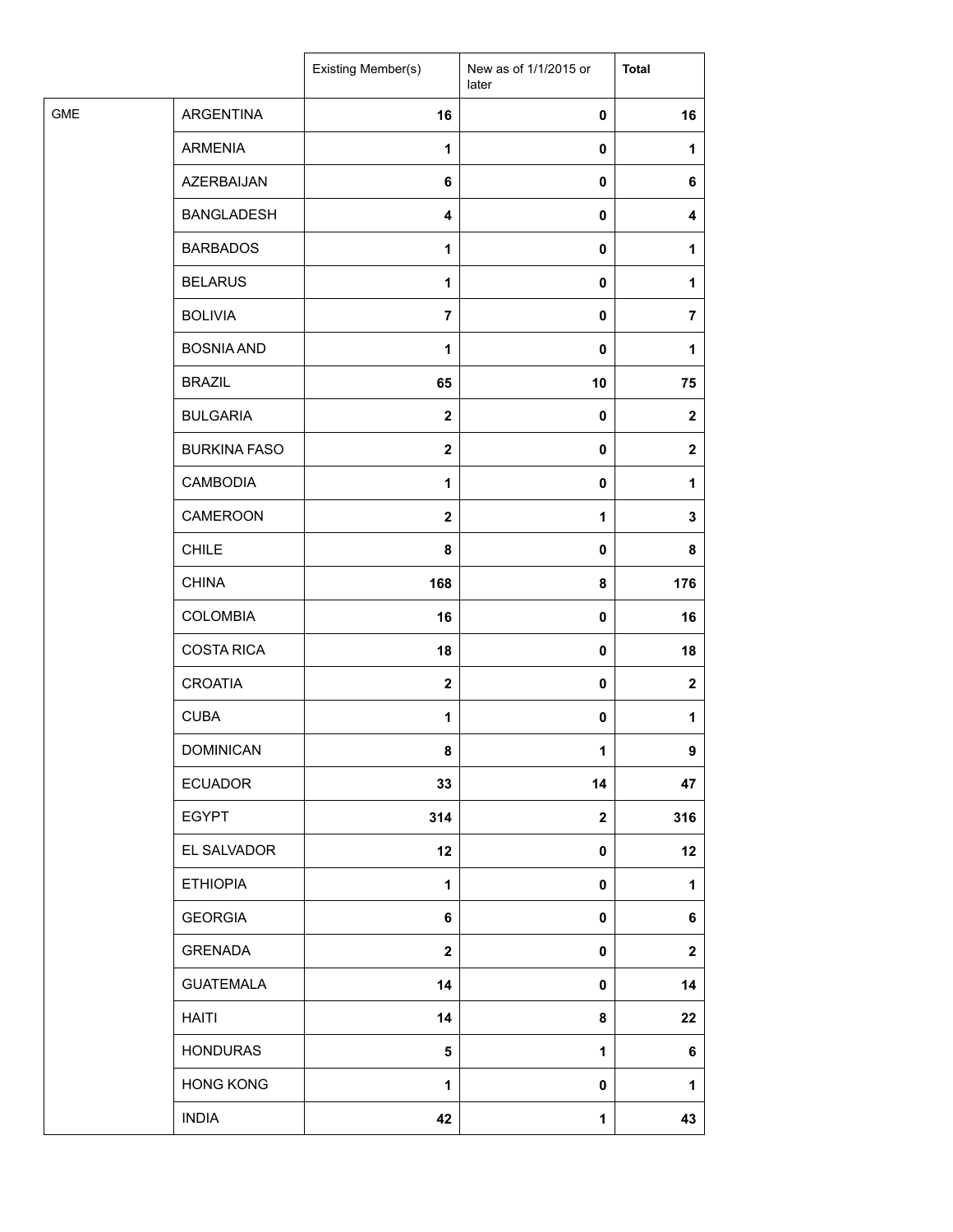| | | Existing Member(s) | New as of 1/1/2015 or later | **Total** |
|---|---|---|---|---|
| GME | ARGENTINA | **16** | **0** | **16** |
| | ARMENIA | **1** | **0** | **1** |
| | AZERBAIJAN | **6** | **0** | **6** |
| | BANGLADESH | **4** | **0** | **4** |
| | BARBADOS | **1** | **0** | **1** |
| | BELARUS | **1** | **0** | **1** |
| | BOLIVIA | **7** | **0** | **7** |
| | BOSNIA AND | **1** | **0** | **1** |
| | BRAZIL | **65** | **10** | **75** |
| | BULGARIA | **2** | **0** | **2** |
| | BURKINA FASO | **2** | **0** | **2** |
| | CAMBODIA | **1** | **0** | **1** |
| | CAMEROON | **2** | **1** | **3** |
| | CHILE | **8** | **0** | **8** |
| | CHINA | **168** | **8** | **176** |
| | COLOMBIA | **16** | **0** | **16** |
| | COSTA RICA | **18** | **0** | **18** |
| | CROATIA | **2** | **0** | **2** |
| | CUBA | **1** | **0** | **1** |
| | DOMINICAN | **8** | **1** | **9** |
| | ECUADOR | **33** | **14** | **47** |
| | EGYPT | **314** | **2** | **316** |
| | EL SALVADOR | **12** | **0** | **12** |
| | ETHIOPIA | **1** | **0** | **1** |
| | GEORGIA | **6** | **0** | **6** |
| | GRENADA | **2** | **0** | **2** |
| | GUATEMALA | **14** | **0** | **14** |
| | HAITI | **14** | **8** | **22** |
| | HONDURAS | **5** | **1** | **6** |
| | HONG KONG | **1** | **0** | **1** |
| | INDIA | **42** | **1** | **43** |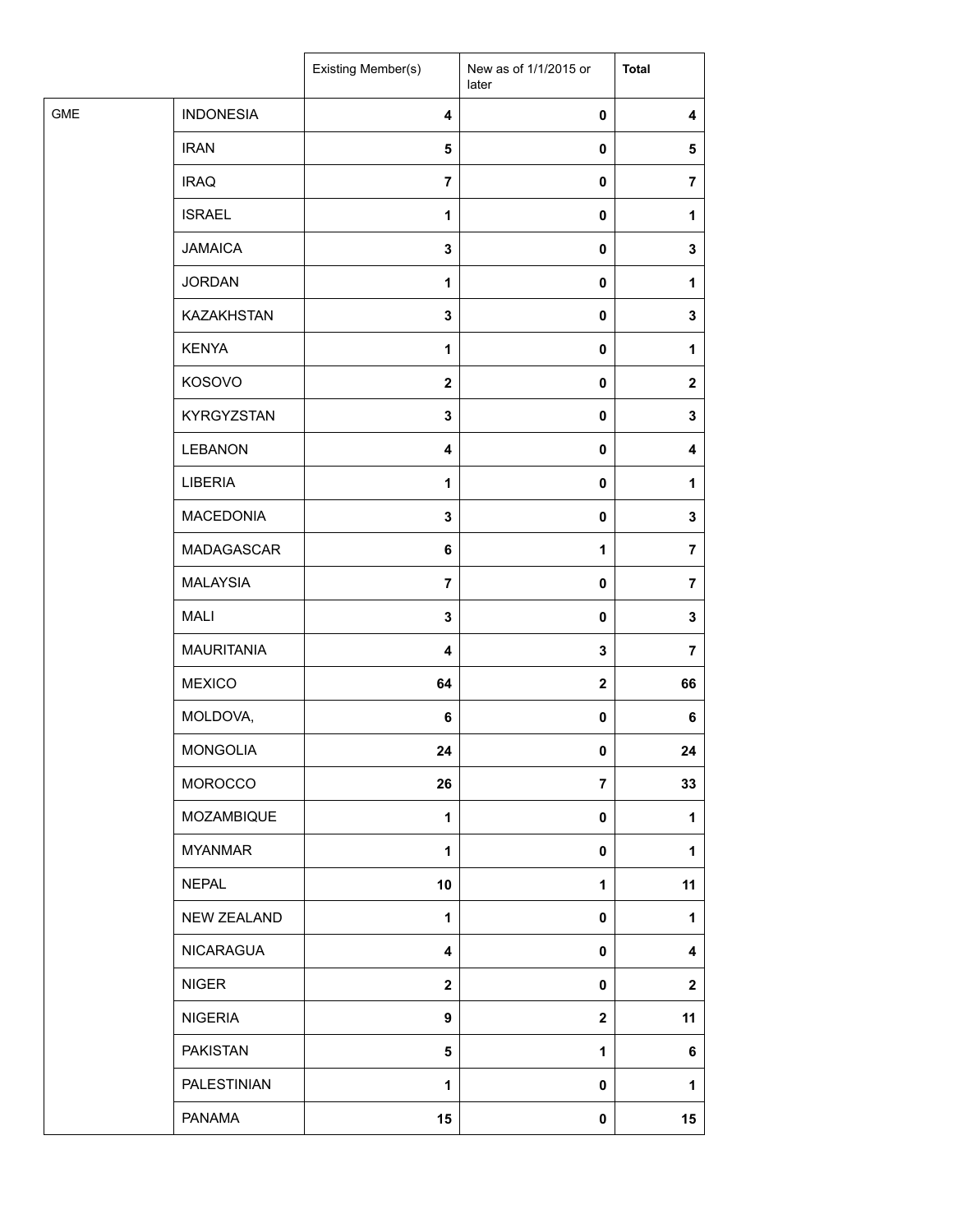| | | Existing Member(s) | New as of 1/1/2015 or later | **Total** |
|---|---|---|---|---|
| GME | INDONESIA | **4** | **0** | **4** |
| | IRAN | **5** | **0** | **5** |
| | IRAQ | **7** | **0** | **7** |
| | ISRAEL | **1** | **0** | **1** |
| | JAMAICA | **3** | **0** | **3** |
| | JORDAN | **1** | **0** | **1** |
| | KAZAKHSTAN | **3** | **0** | **3** |
| | KENYA | **1** | **0** | **1** |
| | KOSOVO | **2** | **0** | **2** |
| | KYRGYZSTAN | **3** | **0** | **3** |
| | LEBANON | **4** | **0** | **4** |
| | LIBERIA | **1** | **0** | **1** |
| | MACEDONIA | **3** | **0** | **3** |
| | MADAGASCAR | **6** | **1** | **7** |
| | MALAYSIA | **7** | **0** | **7** |
| | MALI | **3** | **0** | **3** |
| | MAURITANIA | **4** | **3** | **7** |
| | MEXICO | **64** | **2** | **66** |
| | MOLDOVA, | **6** | **0** | **6** |
| | MONGOLIA | **24** | **0** | **24** |
| | MOROCCO | **26** | **7** | **33** |
| | MOZAMBIQUE | **1** | **0** | **1** |
| | MYANMAR | **1** | **0** | **1** |
| | NEPAL | **10** | **1** | **11** |
| | NEW ZEALAND | **1** | **0** | **1** |
| | NICARAGUA | **4** | **0** | **4** |
| | NIGER | **2** | **0** | **2** |
| | NIGERIA | **9** | **2** | **11** |
| | PAKISTAN | **5** | **1** | **6** |
| | PALESTINIAN | **1** | **0** | **1** |
| | PANAMA | **15** | **0** | **15** |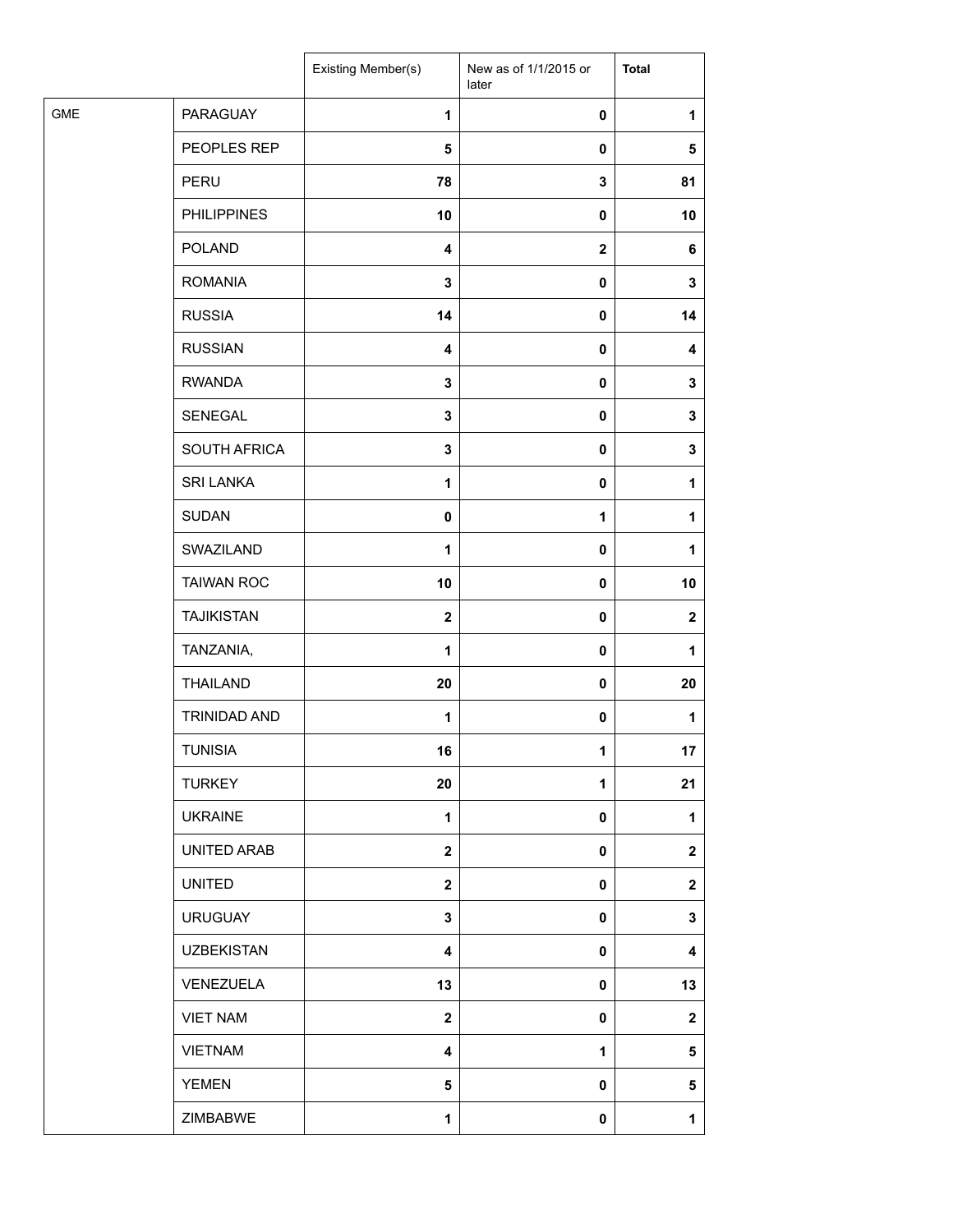| | | Existing Member(s) | New as of 1/1/2015 or later | **Total** |
|---|---|---|---|---|
| GME | PARAGUAY | **1** | **0** | **1** |
| | PEOPLES REP | **5** | **0** | **5** |
| | PERU | **78** | **3** | **81** |
| | PHILIPPINES | **10** | **0** | **10** |
| | POLAND | **4** | **2** | **6** |
| | ROMANIA | **3** | **0** | **3** |
| | RUSSIA | **14** | **0** | **14** |
| | RUSSIAN | **4** | **0** | **4** |
| | RWANDA | **3** | **0** | **3** |
| | SENEGAL | **3** | **0** | **3** |
| | SOUTH AFRICA | **3** | **0** | **3** |
| | SRI LANKA | **1** | **0** | **1** |
| | SUDAN | **0** | **1** | **1** |
| | SWAZILAND | **1** | **0** | **1** |
| | TAIWAN ROC | **10** | **0** | **10** |
| | TAJIKISTAN | **2** | **0** | **2** |
| | TANZANIA, | **1** | **0** | **1** |
| | THAILAND | **20** | **0** | **20** |
| | TRINIDAD AND | **1** | **0** | **1** |
| | TUNISIA | **16** | **1** | **17** |
| | TURKEY | **20** | **1** | **21** |
| | UKRAINE | **1** | **0** | **1** |
| | UNITED ARAB | **2** | **0** | **2** |
| | UNITED | **2** | **0** | **2** |
| | URUGUAY | **3** | **0** | **3** |
| | UZBEKISTAN | **4** | **0** | **4** |
| | VENEZUELA | **13** | **0** | **13** |
| | VIET NAM | **2** | **0** | **2** |
| | VIETNAM | **4** | **1** | **5** |
| | YEMEN | **5** | **0** | **5** |
| | ZIMBABWE | **1** | **0** | **1** |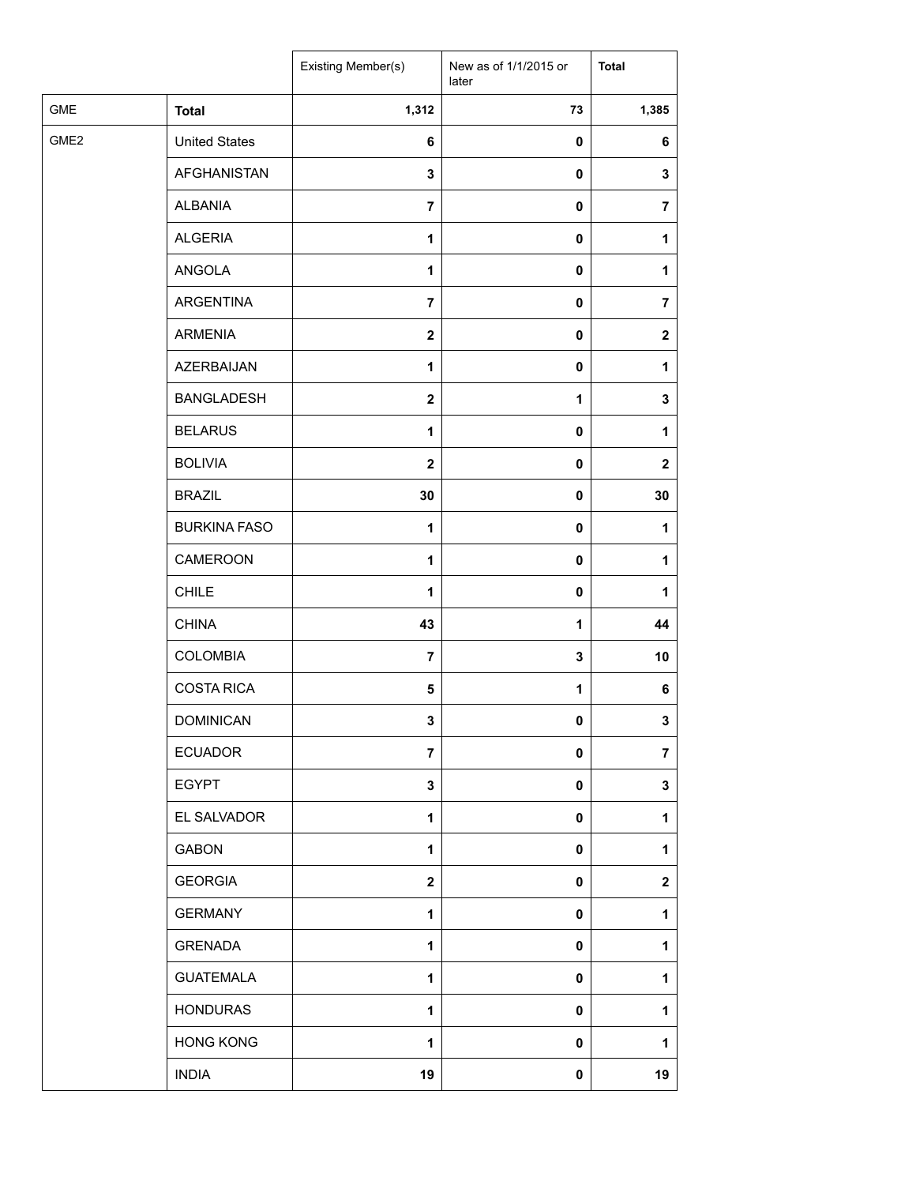| | | Existing Member(s) | New as of 1/1/2015 or later | **Total** |
|---|---|---|---|---|
| GME | **Total** | **1,312** | **73** | **1,385** |
| GME2 | United States | **6** | **0** | **6** |
| | AFGHANISTAN | **3** | **0** | **3** |
| | ALBANIA | **7** | **0** | **7** |
| | ALGERIA | **1** | **0** | **1** |
| | ANGOLA | **1** | **0** | **1** |
| | ARGENTINA | **7** | **0** | **7** |
| | ARMENIA | **2** | **0** | **2** |
| | AZERBAIJAN | **1** | **0** | **1** |
| | BANGLADESH | **2** | **1** | **3** |
| | BELARUS | **1** | **0** | **1** |
| | BOLIVIA | **2** | **0** | **2** |
| | BRAZIL | **30** | **0** | **30** |
| | BURKINA FASO | **1** | **0** | **1** |
| | CAMEROON | **1** | **0** | **1** |
| | CHILE | **1** | **0** | **1** |
| | CHINA | **43** | **1** | **44** |
| | COLOMBIA | **7** | **3** | **10** |
| | COSTA RICA | **5** | **1** | **6** |
| | DOMINICAN | **3** | **0** | **3** |
| | ECUADOR | **7** | **0** | **7** |
| | EGYPT | **3** | **0** | **3** |
| | EL SALVADOR | **1** | **0** | **1** |
| | GABON | **1** | **0** | **1** |
| | GEORGIA | **2** | **0** | **2** |
| | GERMANY | **1** | **0** | **1** |
| | GRENADA | **1** | **0** | **1** |
| | GUATEMALA | **1** | **0** | **1** |
| | HONDURAS | **1** | **0** | **1** |
| | HONG KONG | **1** | **0** | **1** |
| | INDIA | **19** | **0** | **19** |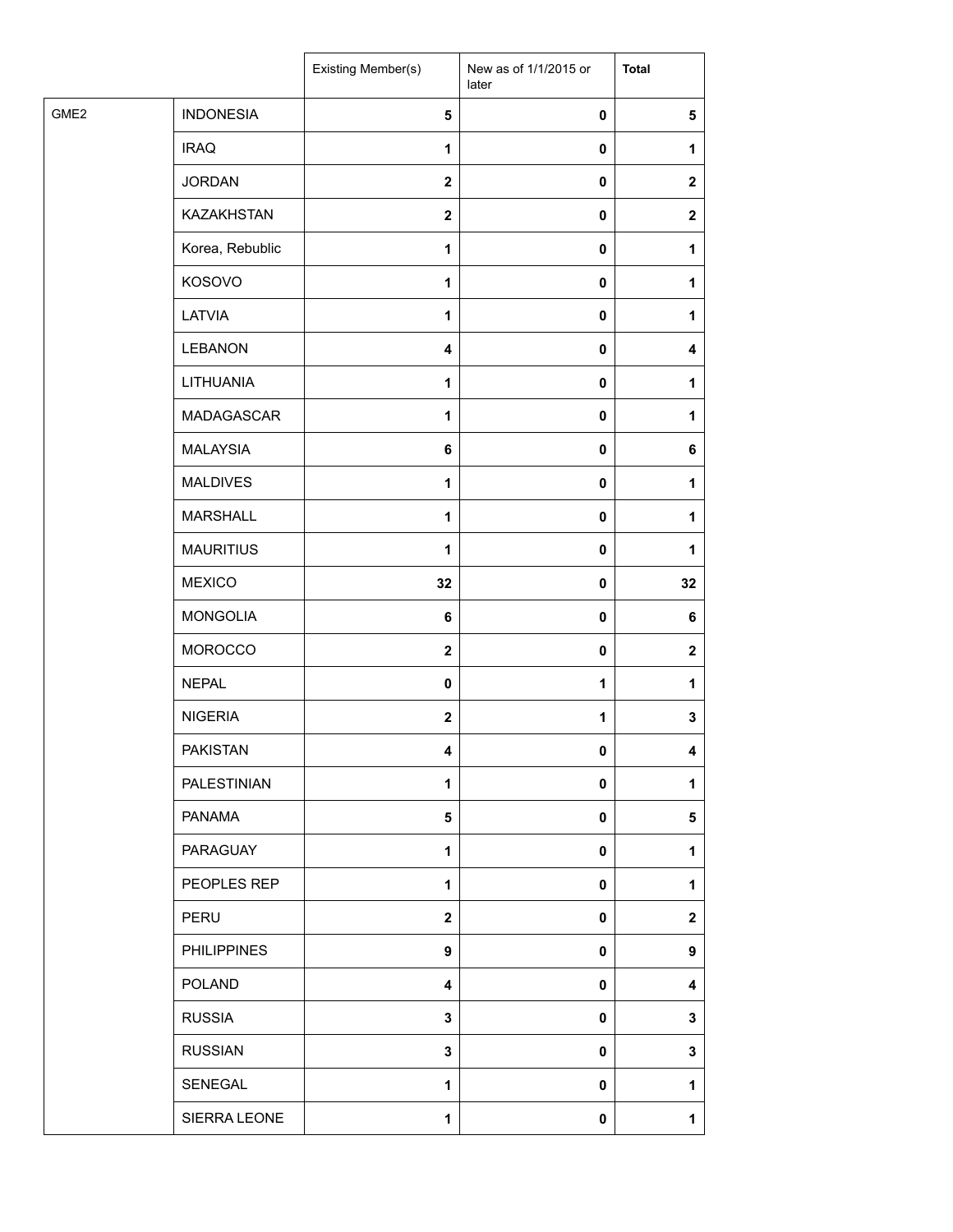| | | Existing Member(s) | New as of 1/1/2015 or later | **Total** |
|---|---|---|---|---|
| GME2 | INDONESIA | **5** | **0** | **5** |
| | IRAQ | **1** | **0** | **1** |
| | JORDAN | **2** | **0** | **2** |
| | KAZAKHSTAN | **2** | **0** | **2** |
| | Korea, Rebublic | **1** | **0** | **1** |
| | KOSOVO | **1** | **0** | **1** |
| | LATVIA | **1** | **0** | **1** |
| | LEBANON | **4** | **0** | **4** |
| | LITHUANIA | **1** | **0** | **1** |
| | MADAGASCAR | **1** | **0** | **1** |
| | MALAYSIA | **6** | **0** | **6** |
| | MALDIVES | **1** | **0** | **1** |
| | MARSHALL | **1** | **0** | **1** |
| | MAURITIUS | **1** | **0** | **1** |
| | MEXICO | **32** | **0** | **32** |
| | MONGOLIA | **6** | **0** | **6** |
| | MOROCCO | **2** | **0** | **2** |
| | NEPAL | **0** | **1** | **1** |
| | NIGERIA | **2** | **1** | **3** |
| | PAKISTAN | **4** | **0** | **4** |
| | PALESTINIAN | **1** | **0** | **1** |
| | PANAMA | **5** | **0** | **5** |
| | PARAGUAY | **1** | **0** | **1** |
| | PEOPLES REP | **1** | **0** | **1** |
| | PERU | **2** | **0** | **2** |
| | PHILIPPINES | **9** | **0** | **9** |
| | POLAND | **4** | **0** | **4** |
| | RUSSIA | **3** | **0** | **3** |
| | RUSSIAN | **3** | **0** | **3** |
| | SENEGAL | **1** | **0** | **1** |
| | SIERRA LEONE | **1** | **0** | **1** |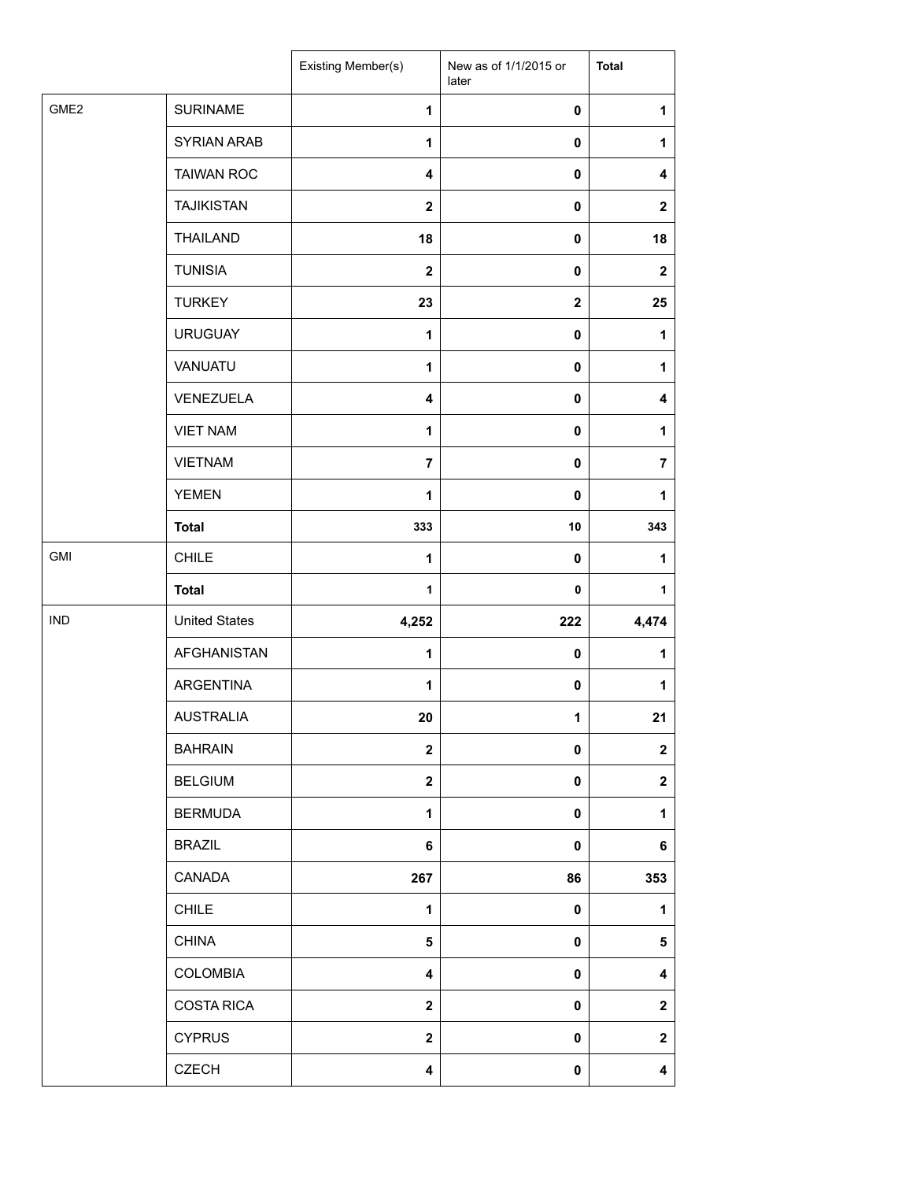| | | Existing Member(s) | New as of 1/1/2015 or later | **Total** |
|---|---|---|---|---|
| GME2 | SURINAME | **1** | **0** | **1** |
| | SYRIAN ARAB | **1** | **0** | **1** |
| | TAIWAN ROC | **4** | **0** | **4** |
| | TAJIKISTAN | **2** | **0** | **2** |
| | THAILAND | **18** | **0** | **18** |
| | TUNISIA | **2** | **0** | **2** |
| | TURKEY | **23** | **2** | **25** |
| | URUGUAY | **1** | **0** | **1** |
| | VANUATU | **1** | **0** | **1** |
| | VENEZUELA | **4** | **0** | **4** |
| | VIET NAM | **1** | **0** | **1** |
| | VIETNAM | **7** | **0** | **7** |
| | YEMEN | **1** | **0** | **1** |
| | **Total** | **333** | **10** | **343** |
| GMI | CHILE | **1** | **0** | **1** |
| | **Total** | **1** | **0** | **1** |
| IND | United States | **4,252** | **222** | **4,474** |
| | AFGHANISTAN | **1** | **0** | **1** |
| | ARGENTINA | **1** | **0** | **1** |
| | AUSTRALIA | **20** | **1** | **21** |
| | BAHRAIN | **2** | **0** | **2** |
| | BELGIUM | **2** | **0** | **2** |
| | BERMUDA | **1** | **0** | **1** |
| | BRAZIL | **6** | **0** | **6** |
| | CANADA | **267** | **86** | **353** |
| | CHILE | **1** | **0** | **1** |
| | CHINA | **5** | **0** | **5** |
| | COLOMBIA | **4** | **0** | **4** |
| | COSTA RICA | **2** | **0** | **2** |
| | CYPRUS | **2** | **0** | **2** |
| | CZECH | **4** | **0** | **4** |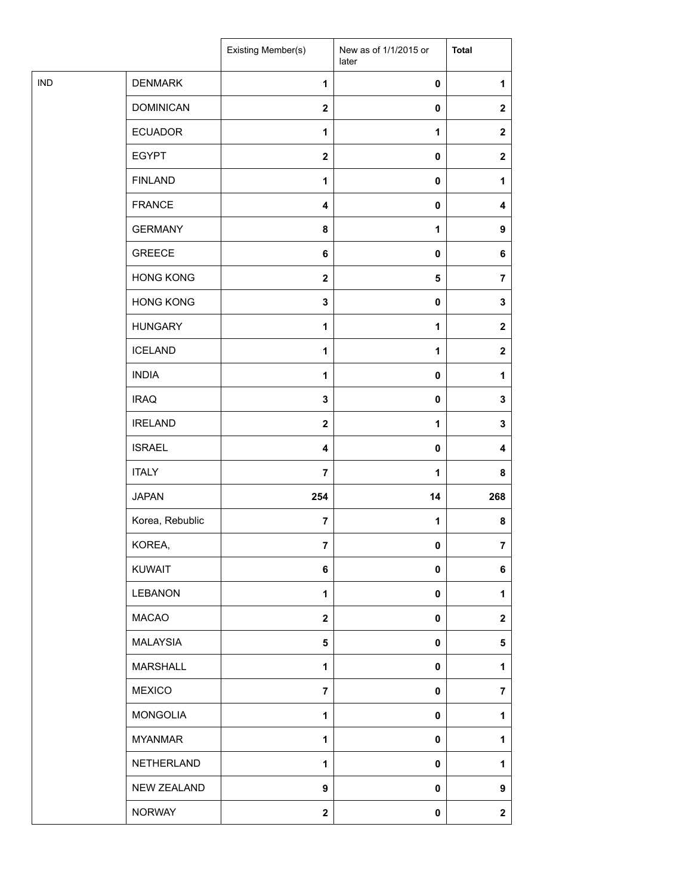| | | Existing Member(s) | New as of 1/1/2015 or later | **Total** |
|---|---|---|---|---|
| IND | DENMARK | **1** | **0** | **1** |
| | DOMINICAN | **2** | **0** | **2** |
| | ECUADOR | **1** | **1** | **2** |
| | EGYPT | **2** | **0** | **2** |
| | FINLAND | **1** | **0** | **1** |
| | FRANCE | **4** | **0** | **4** |
| | GERMANY | **8** | **1** | **9** |
| | GREECE | **6** | **0** | **6** |
| | HONG KONG | **2** | **5** | **7** |
| | HONG KONG | **3** | **0** | **3** |
| | HUNGARY | **1** | **1** | **2** |
| | ICELAND | **1** | **1** | **2** |
| | INDIA | **1** | **0** | **1** |
| | IRAQ | **3** | **0** | **3** |
| | IRELAND | **2** | **1** | **3** |
| | ISRAEL | **4** | **0** | **4** |
| | ITALY | **7** | **1** | **8** |
| | JAPAN | **254** | **14** | **268** |
| | Korea, Rebublic | **7** | **1** | **8** |
| | KOREA, | **7** | **0** | **7** |
| | KUWAIT | **6** | **0** | **6** |
| | LEBANON | **1** | **0** | **1** |
| | MACAO | **2** | **0** | **2** |
| | MALAYSIA | **5** | **0** | **5** |
| | MARSHALL | **1** | **0** | **1** |
| | MEXICO | **7** | **0** | **7** |
| | MONGOLIA | **1** | **0** | **1** |
| | MYANMAR | **1** | **0** | **1** |
| | NETHERLAND | **1** | **0** | **1** |
| | NEW ZEALAND | **9** | **0** | **9** |
| | NORWAY | **2** | **0** | **2** |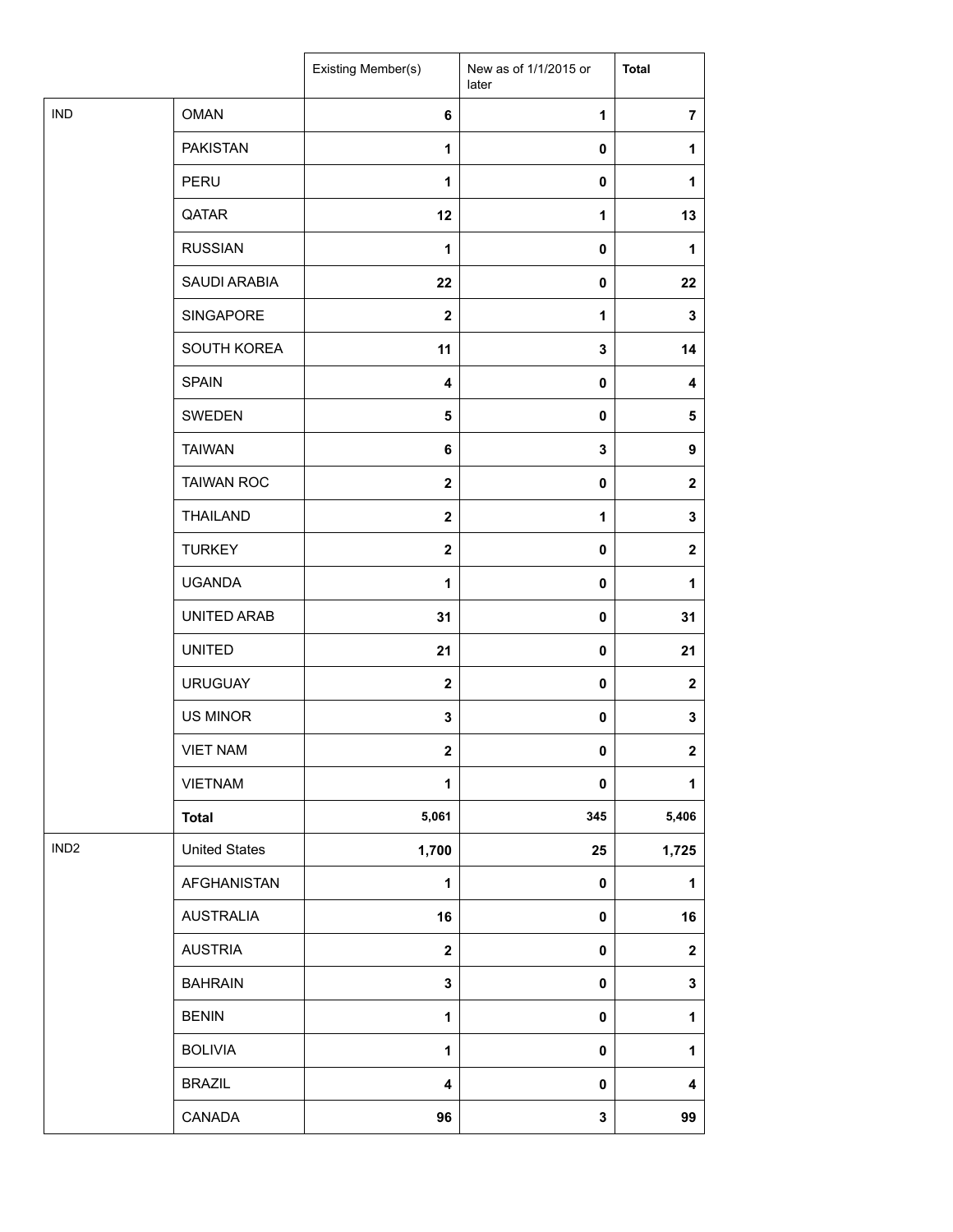| | | Existing Member(s) | New as of 1/1/2015 or later | Total |
|---|---|---|---|---|
| IND | OMAN | 6 | 1 | 7 |
| | PAKISTAN | 1 | 0 | 1 |
| | PERU | 1 | 0 | 1 |
| | QATAR | 12 | 1 | 13 |
| | RUSSIAN | 1 | 0 | 1 |
| | SAUDI ARABIA | 22 | 0 | 22 |
| | SINGAPORE | 2 | 1 | 3 |
| | SOUTH KOREA | 11 | 3 | 14 |
| | SPAIN | 4 | 0 | 4 |
| | SWEDEN | 5 | 0 | 5 |
| | TAIWAN | 6 | 3 | 9 |
| | TAIWAN ROC | 2 | 0 | 2 |
| | THAILAND | 2 | 1 | 3 |
| | TURKEY | 2 | 0 | 2 |
| | UGANDA | 1 | 0 | 1 |
| | UNITED ARAB | 31 | 0 | 31 |
| | UNITED | 21 | 0 | 21 |
| | URUGUAY | 2 | 0 | 2 |
| | US MINOR | 3 | 0 | 3 |
| | VIET NAM | 2 | 0 | 2 |
| | VIETNAM | 1 | 0 | 1 |
| | **Total** | 5,061 | 345 | 5,406 |
| IND2 | United States | 1,700 | 25 | 1,725 |
| | AFGHANISTAN | 1 | 0 | 1 |
| | AUSTRALIA | 16 | 0 | 16 |
| | AUSTRIA | 2 | 0 | 2 |
| | BAHRAIN | 3 | 0 | 3 |
| | BENIN | 1 | 0 | 1 |
| | BOLIVIA | 1 | 0 | 1 |
| | BRAZIL | 4 | 0 | 4 |
| | CANADA | 96 | 3 | 99 |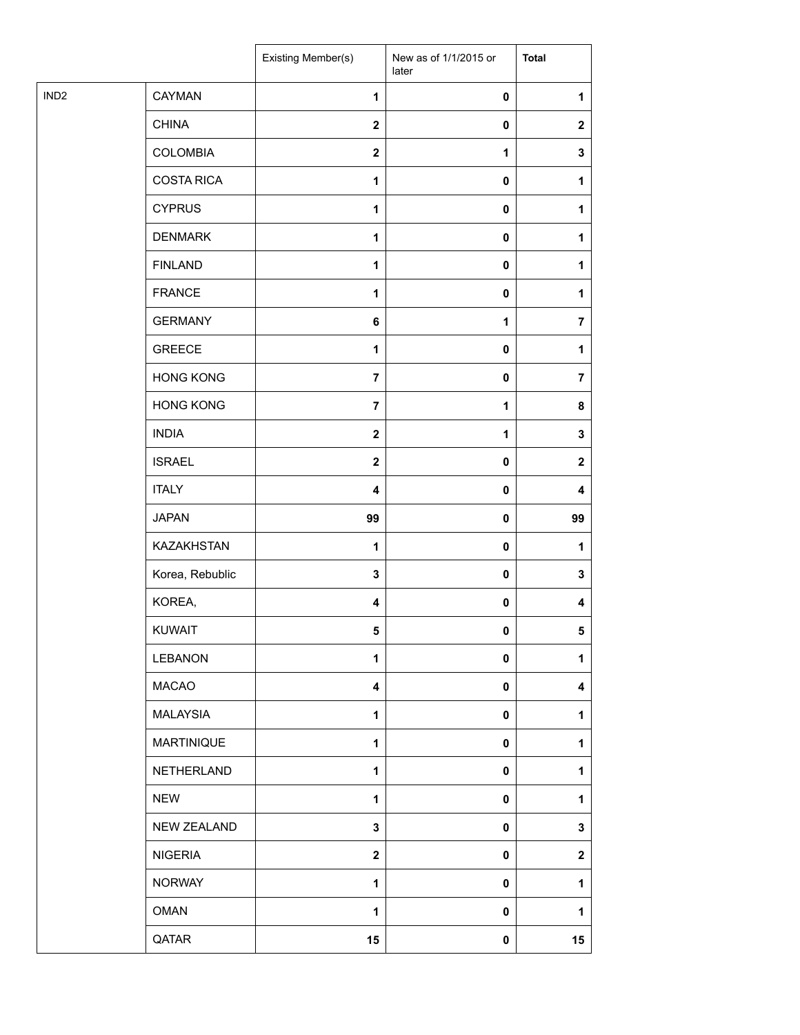| | | Existing Member(s) | New as of 1/1/2015 or later | Total |
|---|---|---|---|---|
| IND2 | CAYMAN | 1 | 0 | 1 |
| | CHINA | 2 | 0 | 2 |
| | COLOMBIA | 2 | 1 | 3 |
| | COSTA RICA | 1 | 0 | 1 |
| | CYPRUS | 1 | 0 | 1 |
| | DENMARK | 1 | 0 | 1 |
| | FINLAND | 1 | 0 | 1 |
| | FRANCE | 1 | 0 | 1 |
| | GERMANY | 6 | 1 | 7 |
| | GREECE | 1 | 0 | 1 |
| | HONG KONG | 7 | 0 | 7 |
| | HONG KONG | 7 | 1 | 8 |
| | INDIA | 2 | 1 | 3 |
| | ISRAEL | 2 | 0 | 2 |
| | ITALY | 4 | 0 | 4 |
| | JAPAN | 99 | 0 | 99 |
| | KAZAKHSTAN | 1 | 0 | 1 |
| | Korea, Rebublic | 3 | 0 | 3 |
| | KOREA, | 4 | 0 | 4 |
| | KUWAIT | 5 | 0 | 5 |
| | LEBANON | 1 | 0 | 1 |
| | MACAO | 4 | 0 | 4 |
| | MALAYSIA | 1 | 0 | 1 |
| | MARTINIQUE | 1 | 0 | 1 |
| | NETHERLAND | 1 | 0 | 1 |
| | NEW | 1 | 0 | 1 |
| | NEW ZEALAND | 3 | 0 | 3 |
| | NIGERIA | 2 | 0 | 2 |
| | NORWAY | 1 | 0 | 1 |
| | OMAN | 1 | 0 | 1 |
| | QATAR | 15 | 0 | 15 |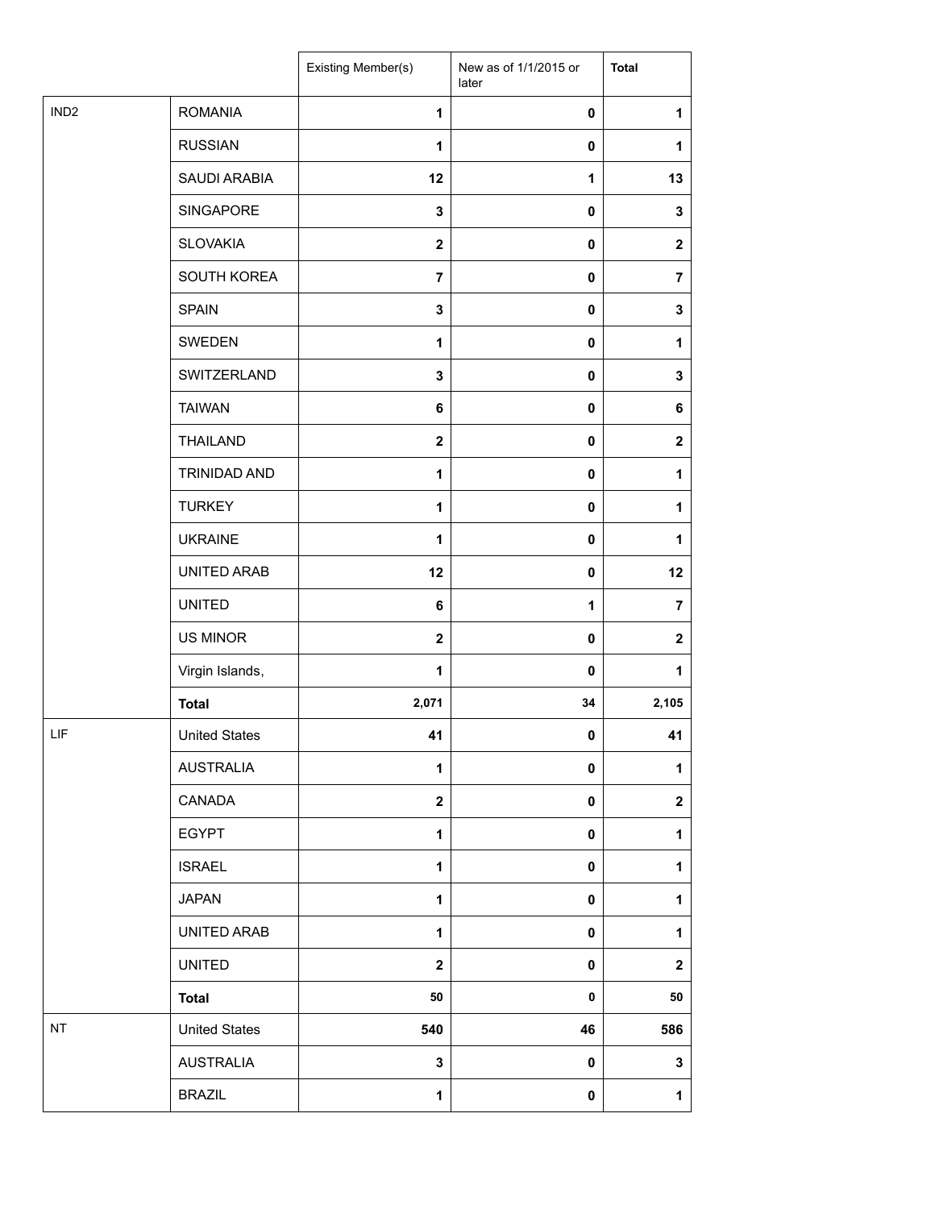| | | Existing Member(s) | New as of 1/1/2015 or later | Total |
|---|---|---|---|---|
| IND2 | ROMANIA | 1 | 0 | 1 |
| | RUSSIAN | 1 | 0 | 1 |
| | SAUDI ARABIA | 12 | 1 | 13 |
| | SINGAPORE | 3 | 0 | 3 |
| | SLOVAKIA | 2 | 0 | 2 |
| | SOUTH KOREA | 7 | 0 | 7 |
| | SPAIN | 3 | 0 | 3 |
| | SWEDEN | 1 | 0 | 1 |
| | SWITZERLAND | 3 | 0 | 3 |
| | TAIWAN | 6 | 0 | 6 |
| | THAILAND | 2 | 0 | 2 |
| | TRINIDAD AND | 1 | 0 | 1 |
| | TURKEY | 1 | 0 | 1 |
| | UKRAINE | 1 | 0 | 1 |
| | UNITED ARAB | 12 | 0 | 12 |
| | UNITED | 6 | 1 | 7 |
| | US MINOR | 2 | 0 | 2 |
| | Virgin Islands, | 1 | 0 | 1 |
| | **Total** | 2,071 | 34 | 2,105 |
| LIF | United States | 41 | 0 | 41 |
| | AUSTRALIA | 1 | 0 | 1 |
| | CANADA | 2 | 0 | 2 |
| | EGYPT | 1 | 0 | 1 |
| | ISRAEL | 1 | 0 | 1 |
| | JAPAN | 1 | 0 | 1 |
| | UNITED ARAB | 1 | 0 | 1 |
| | UNITED | 2 | 0 | 2 |
| | **Total** | 50 | 0 | 50 |
| NT | United States | 540 | 46 | 586 |
| | AUSTRALIA | 3 | 0 | 3 |
| | BRAZIL | 1 | 0 | 1 |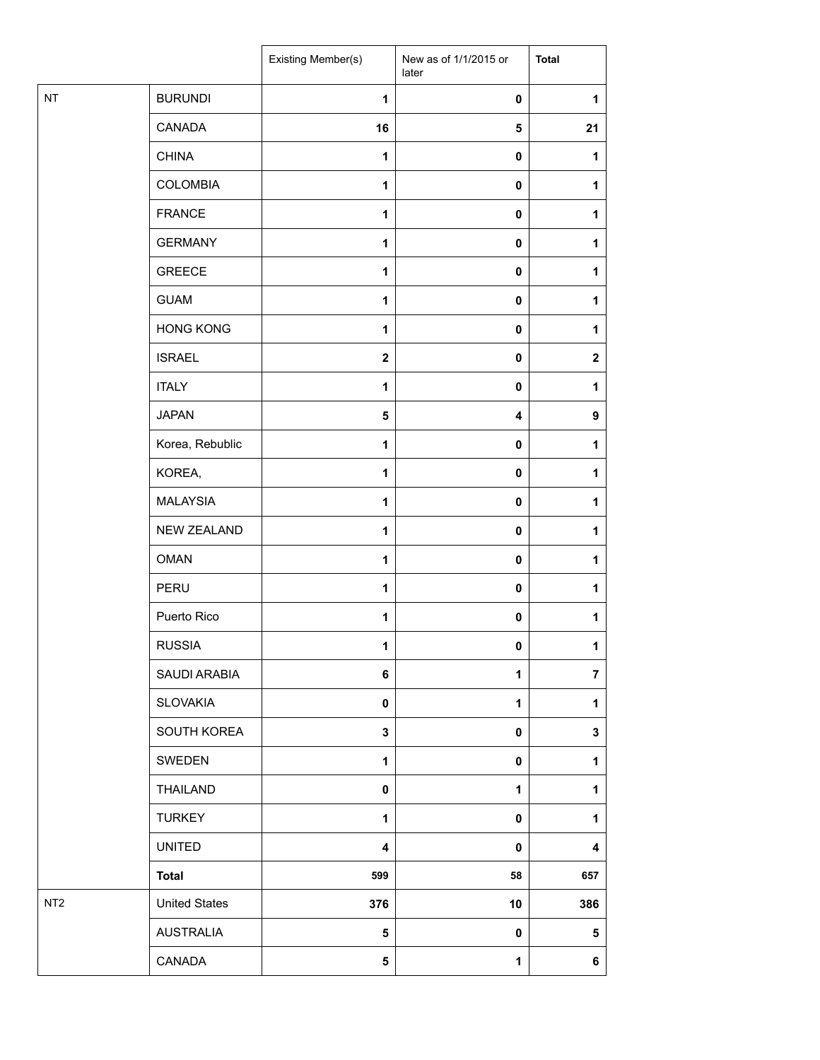| | | Existing Member(s) | New as of 1/1/2015 or later | **Total** |
|---|---|---|---|---|
| NT | BURUNDI | **1** | **0** | **1** |
| | CANADA | **16** | **5** | **21** |
| | CHINA | **1** | **0** | **1** |
| | COLOMBIA | **1** | **0** | **1** |
| | FRANCE | **1** | **0** | **1** |
| | GERMANY | **1** | **0** | **1** |
| | GREECE | **1** | **0** | **1** |
| | GUAM | **1** | **0** | **1** |
| | HONG KONG | **1** | **0** | **1** |
| | ISRAEL | **2** | **0** | **2** |
| | ITALY | **1** | **0** | **1** |
| | JAPAN | **5** | **4** | **9** |
| | Korea, Rebublic | **1** | **0** | **1** |
| | KOREA, | **1** | **0** | **1** |
| | MALAYSIA | **1** | **0** | **1** |
| | NEW ZEALAND | **1** | **0** | **1** |
| | OMAN | **1** | **0** | **1** |
| | PERU | **1** | **0** | **1** |
| | Puerto Rico | **1** | **0** | **1** |
| | RUSSIA | **1** | **0** | **1** |
| | SAUDI ARABIA | **6** | **1** | **7** |
| | SLOVAKIA | **0** | **1** | **1** |
| | SOUTH KOREA | **3** | **0** | **3** |
| | SWEDEN | **1** | **0** | **1** |
| | THAILAND | **0** | **1** | **1** |
| | TURKEY | **1** | **0** | **1** |
| | UNITED | **4** | **0** | **4** |
| | **Total** | **599** | **58** | **657** |
| NT2 | United States | **376** | **10** | **386** |
| | AUSTRALIA | **5** | **0** | **5** |
| | CANADA | **5** | **1** | **6** |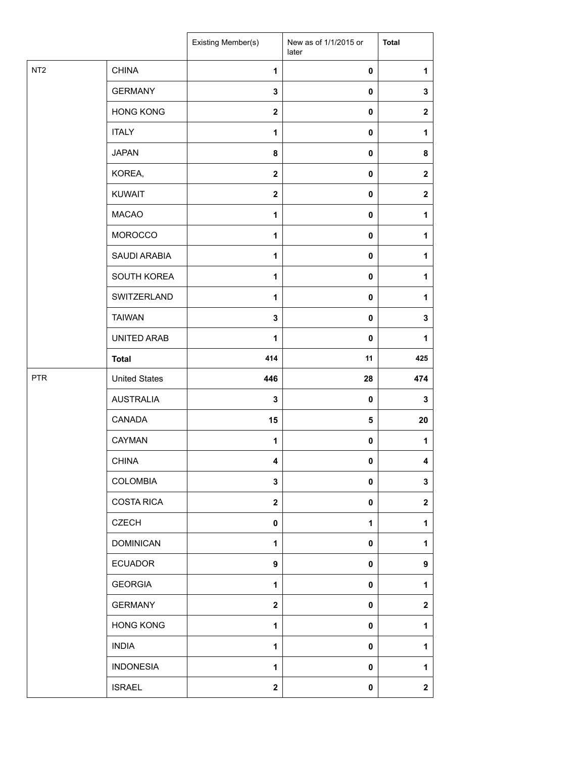| | | Existing Member(s) | New as of 1/1/2015 or later | **Total** |
|---|---|---|---|---|
| NT2 | CHINA | **1** | **0** | **1** |
| | GERMANY | **3** | **0** | **3** |
| | HONG KONG | **2** | **0** | **2** |
| | ITALY | **1** | **0** | **1** |
| | JAPAN | **8** | **0** | **8** |
| | KOREA, | **2** | **0** | **2** |
| | KUWAIT | **2** | **0** | **2** |
| | MACAO | **1** | **0** | **1** |
| | MOROCCO | **1** | **0** | **1** |
| | SAUDI ARABIA | **1** | **0** | **1** |
| | SOUTH KOREA | **1** | **0** | **1** |
| | SWITZERLAND | **1** | **0** | **1** |
| | TAIWAN | **3** | **0** | **3** |
| | UNITED ARAB | **1** | **0** | **1** |
| | **Total** | **414** | **11** | **425** |
| PTR | United States | **446** | **28** | **474** |
| | AUSTRALIA | **3** | **0** | **3** |
| | CANADA | **15** | **5** | **20** |
| | CAYMAN | **1** | **0** | **1** |
| | CHINA | **4** | **0** | **4** |
| | COLOMBIA | **3** | **0** | **3** |
| | COSTA RICA | **2** | **0** | **2** |
| | CZECH | **0** | **1** | **1** |
| | DOMINICAN | **1** | **0** | **1** |
| | ECUADOR | **9** | **0** | **9** |
| | GEORGIA | **1** | **0** | **1** |
| | GERMANY | **2** | **0** | **2** |
| | HONG KONG | **1** | **0** | **1** |
| | INDIA | **1** | **0** | **1** |
| | INDONESIA | **1** | **0** | **1** |
| | ISRAEL | **2** | **0** | **2** |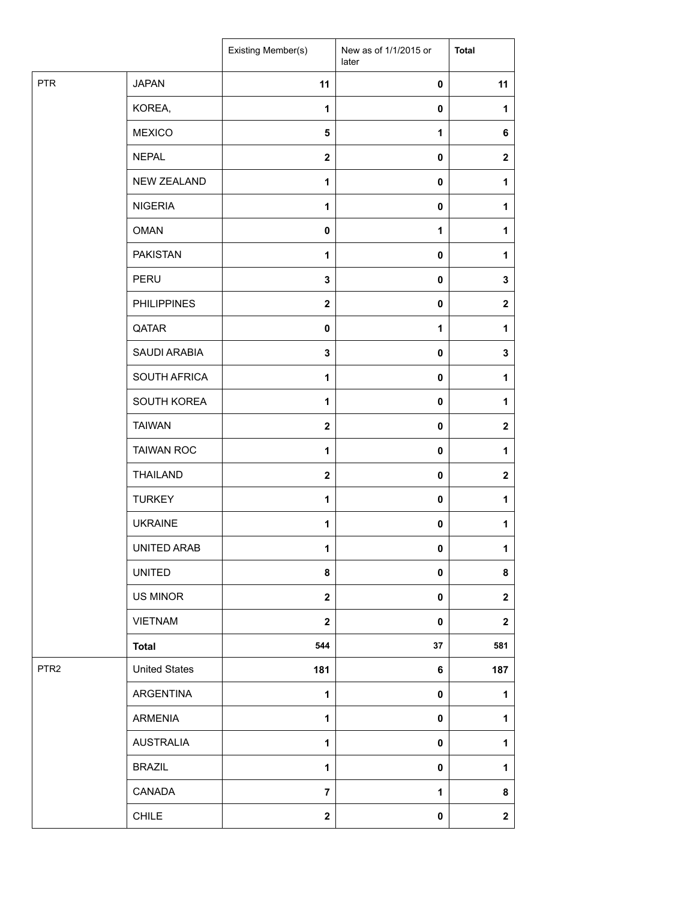| | | Existing Member(s) | New as of 1/1/2015 or later | **Total** |
|---|---|---|---|---|
| PTR | JAPAN | **11** | **0** | **11** |
| | KOREA, | **1** | **0** | **1** |
| | MEXICO | **5** | **1** | **6** |
| | NEPAL | **2** | **0** | **2** |
| | NEW ZEALAND | **1** | **0** | **1** |
| | NIGERIA | **1** | **0** | **1** |
| | OMAN | **0** | **1** | **1** |
| | PAKISTAN | **1** | **0** | **1** |
| | PERU | **3** | **0** | **3** |
| | PHILIPPINES | **2** | **0** | **2** |
| | QATAR | **0** | **1** | **1** |
| | SAUDI ARABIA | **3** | **0** | **3** |
| | SOUTH AFRICA | **1** | **0** | **1** |
| | SOUTH KOREA | **1** | **0** | **1** |
| | TAIWAN | **2** | **0** | **2** |
| | TAIWAN ROC | **1** | **0** | **1** |
| | THAILAND | **2** | **0** | **2** |
| | TURKEY | **1** | **0** | **1** |
| | UKRAINE | **1** | **0** | **1** |
| | UNITED ARAB | **1** | **0** | **1** |
| | UNITED | **8** | **0** | **8** |
| | US MINOR | **2** | **0** | **2** |
| | VIETNAM | **2** | **0** | **2** |
| | **Total** | **544** | **37** | **581** |
| PTR2 | United States | **181** | **6** | **187** |
| | ARGENTINA | **1** | **0** | **1** |
| | ARMENIA | **1** | **0** | **1** |
| | AUSTRALIA | **1** | **0** | **1** |
| | BRAZIL | **1** | **0** | **1** |
| | CANADA | **7** | **1** | **8** |
| | CHILE | **2** | **0** | **2** |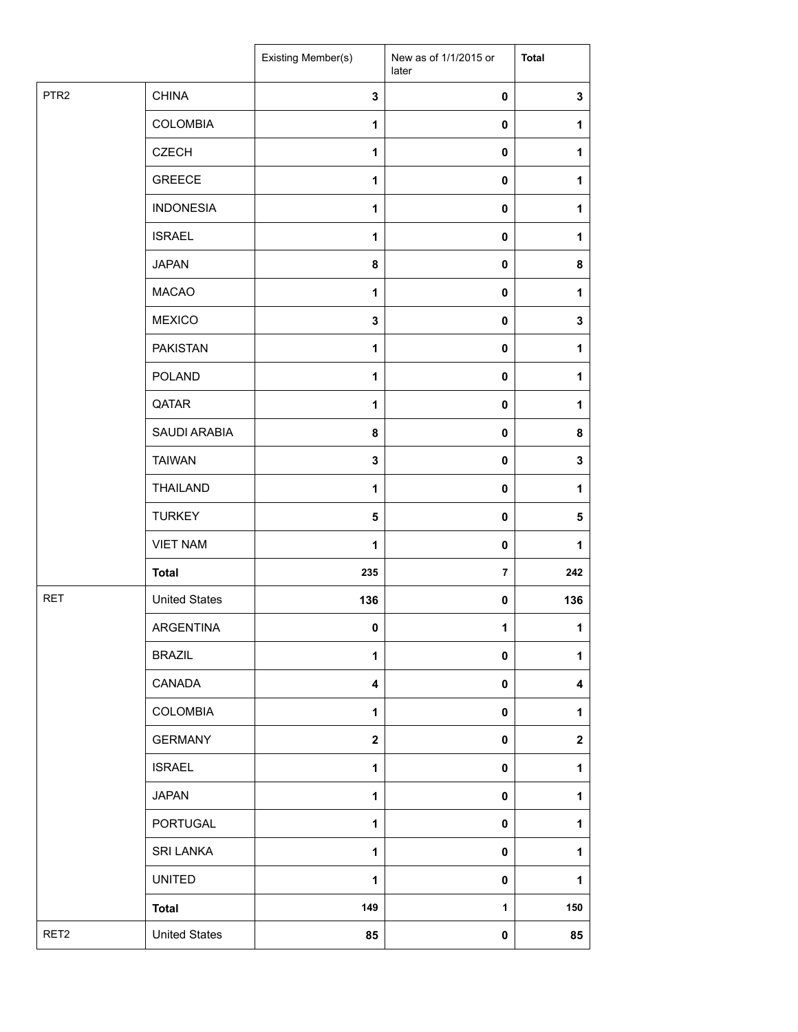| | | Existing Member(s) | New as of 1/1/2015 or later | **Total** |
|---|---|---|---|---|
| PTR2 | CHINA | **3** | **0** | **3** |
| | COLOMBIA | **1** | **0** | **1** |
| | CZECH | **1** | **0** | **1** |
| | GREECE | **1** | **0** | **1** |
| | INDONESIA | **1** | **0** | **1** |
| | ISRAEL | **1** | **0** | **1** |
| | JAPAN | **8** | **0** | **8** |
| | MACAO | **1** | **0** | **1** |
| | MEXICO | **3** | **0** | **3** |
| | PAKISTAN | **1** | **0** | **1** |
| | POLAND | **1** | **0** | **1** |
| | QATAR | **1** | **0** | **1** |
| | SAUDI ARABIA | **8** | **0** | **8** |
| | TAIWAN | **3** | **0** | **3** |
| | THAILAND | **1** | **0** | **1** |
| | TURKEY | **5** | **0** | **5** |
| | VIET NAM | **1** | **0** | **1** |
| | **Total** | **235** | **7** | **242** |
| RET | United States | **136** | **0** | **136** |
| | ARGENTINA | **0** | **1** | **1** |
| | BRAZIL | **1** | **0** | **1** |
| | CANADA | **4** | **0** | **4** |
| | COLOMBIA | **1** | **0** | **1** |
| | GERMANY | **2** | **0** | **2** |
| | ISRAEL | **1** | **0** | **1** |
| | JAPAN | **1** | **0** | **1** |
| | PORTUGAL | **1** | **0** | **1** |
| | SRI LANKA | **1** | **0** | **1** |
| | UNITED | **1** | **0** | **1** |
| | **Total** | **149** | **1** | **150** |
| RET2 | United States | **85** | **0** | **85** |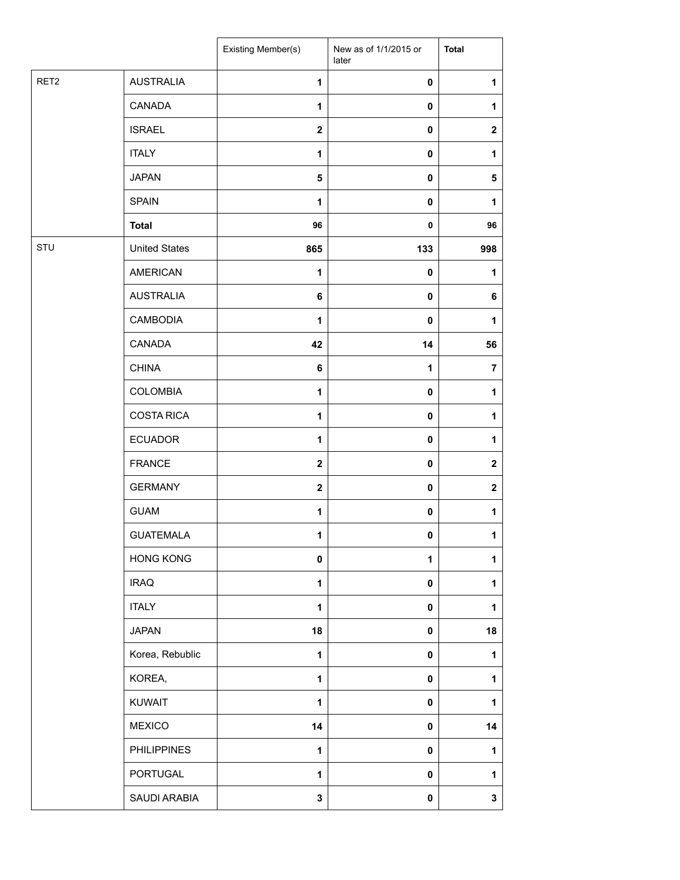| | | Existing Member(s) | New as of 1/1/2015 or later | **Total** |
|---|---|---|---|---|
| RET2 | AUSTRALIA | **1** | **0** | **1** |
| | CANADA | **1** | **0** | **1** |
| | ISRAEL | **2** | **0** | **2** |
| | ITALY | **1** | **0** | **1** |
| | JAPAN | **5** | **0** | **5** |
| | SPAIN | **1** | **0** | **1** |
| | **Total** | **96** | **0** | **96** |
| STU | United States | **865** | **133** | **998** |
| | AMERICAN | **1** | **0** | **1** |
| | AUSTRALIA | **6** | **0** | **6** |
| | CAMBODIA | **1** | **0** | **1** |
| | CANADA | **42** | **14** | **56** |
| | CHINA | **6** | **1** | **7** |
| | COLOMBIA | **1** | **0** | **1** |
| | COSTA RICA | **1** | **0** | **1** |
| | ECUADOR | **1** | **0** | **1** |
| | FRANCE | **2** | **0** | **2** |
| | GERMANY | **2** | **0** | **2** |
| | GUAM | **1** | **0** | **1** |
| | GUATEMALA | **1** | **0** | **1** |
| | HONG KONG | **0** | **1** | **1** |
| | IRAQ | **1** | **0** | **1** |
| | ITALY | **1** | **0** | **1** |
| | JAPAN | **18** | **0** | **18** |
| | Korea, Rebublic | **1** | **0** | **1** |
| | KOREA, | **1** | **0** | **1** |
| | KUWAIT | **1** | **0** | **1** |
| | MEXICO | **14** | **0** | **14** |
| | PHILIPPINES | **1** | **0** | **1** |
| | PORTUGAL | **1** | **0** | **1** |
| | SAUDI ARABIA | **3** | **0** | **3** |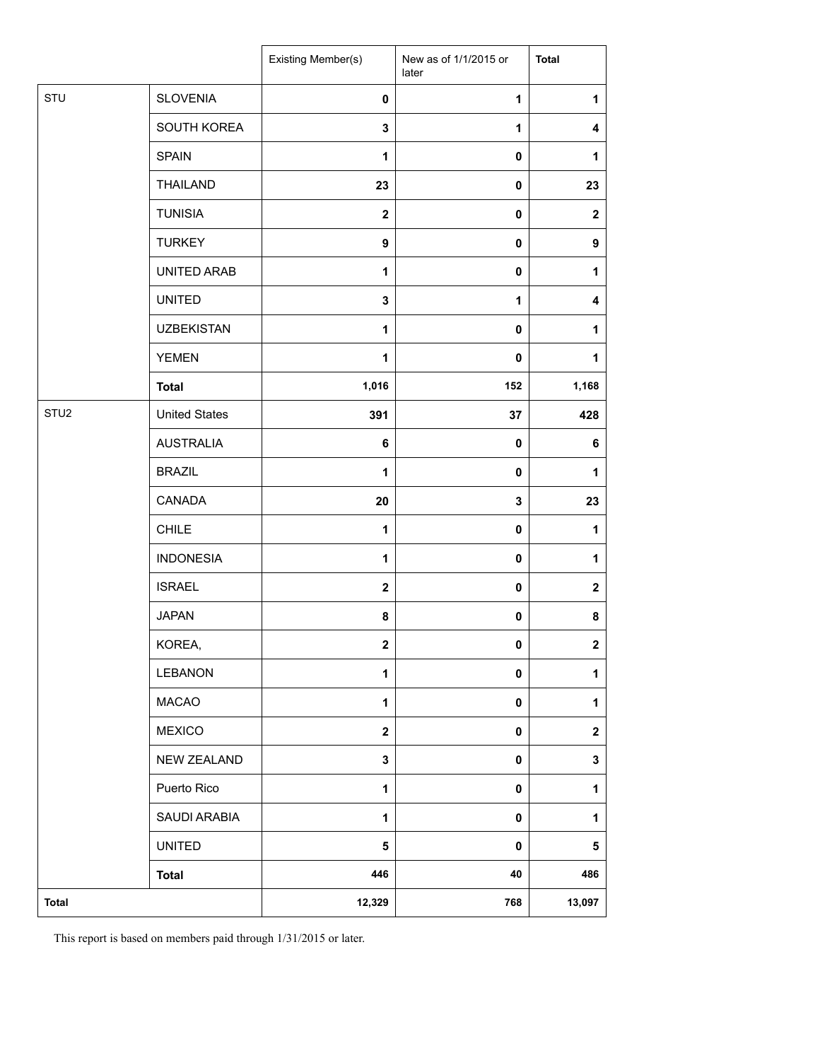| | | Existing Member(s) | New as of 1/1/2015 or later | Total |
|---|---|---|---|---|
| STU | SLOVENIA | 0 | 1 | 1 |
| | SOUTH KOREA | 3 | 1 | 4 |
| | SPAIN | 1 | 0 | 1 |
| | THAILAND | 23 | 0 | 23 |
| | TUNISIA | 2 | 0 | 2 |
| | TURKEY | 9 | 0 | 9 |
| | UNITED ARAB | 1 | 0 | 1 |
| | UNITED | 3 | 1 | 4 |
| | UZBEKISTAN | 1 | 0 | 1 |
| | YEMEN | 1 | 0 | 1 |
| | **Total** | 1,016 | 152 | 1,168 |
| STU2 | United States | 391 | 37 | 428 |
| | AUSTRALIA | 6 | 0 | 6 |
| | BRAZIL | 1 | 0 | 1 |
| | CANADA | 20 | 3 | 23 |
| | CHILE | 1 | 0 | 1 |
| | INDONESIA | 1 | 0 | 1 |
| | ISRAEL | 2 | 0 | 2 |
| | JAPAN | 8 | 0 | 8 |
| | KOREA, | 2 | 0 | 2 |
| | LEBANON | 1 | 0 | 1 |
| | MACAO | 1 | 0 | 1 |
| | MEXICO | 2 | 0 | 2 |
| | NEW ZEALAND | 3 | 0 | 3 |
| | Puerto Rico | 1 | 0 | 1 |
| | SAUDI ARABIA | 1 | 0 | 1 |
| | UNITED | 5 | 0 | 5 |
| | **Total** | 446 | 40 | 486 |
| **Total** | | 12,329 | 768 | 13,097 |

This report is based on members paid through 1/31/2015 or later.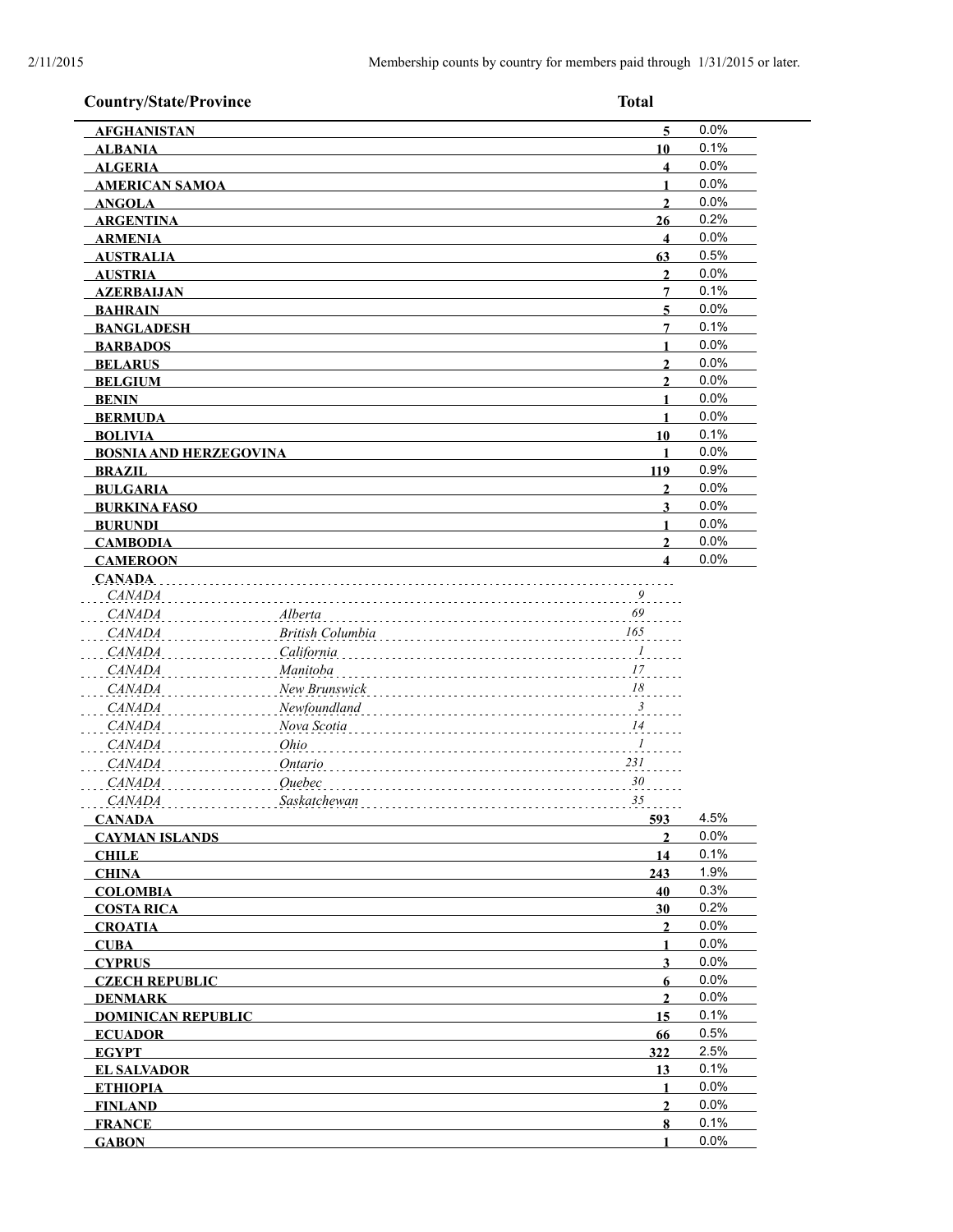Membership counts by country for members paid through 1/31/2015 or later.

| Country/State/Province | | Total | |
|---|---|---|---|
| **AFGHANISTAN** | | **5** | 0.0% |
| **ALBANIA** | | **10** | 0.1% |
| **ALGERIA** | | **4** | 0.0% |
| **AMERICAN SAMOA** | | **1** | 0.0% |
| **ANGOLA** | | **2** | 0.0% |
| **ARGENTINA** | | **26** | 0.2% |
| **ARMENIA** | | **4** | 0.0% |
| **AUSTRALIA** | | **63** | 0.5% |
| **AUSTRIA** | | **2** | 0.0% |
| **AZERBAIJAN** | | **7** | 0.1% |
| **BAHRAIN** | | **5** | 0.0% |
| **BANGLADESH** | | **7** | 0.1% |
| **BARBADOS** | | **1** | 0.0% |
| **BELARUS** | | **2** | 0.0% |
| **BELGIUM** | | **2** | 0.0% |
| **BENIN** | | **1** | 0.0% |
| **BERMUDA** | | **1** | 0.0% |
| **BOLIVIA** | | **10** | 0.1% |
| **BOSNIA AND HERZEGOVINA** | | **1** | 0.0% |
| **BRAZIL** | | **119** | 0.9% |
| **BULGARIA** | | **2** | 0.0% |
| **BURKINA FASO** | | **3** | 0.0% |
| **BURUNDI** | | **1** | 0.0% |
| **CAMBODIA** | | **2** | 0.0% |
| **CAMEROON** | | **4** | 0.0% |
| **CANADA** | | | |
| *CANADA* | | *9* | |
| *CANADA* | *Alberta* | *69* | |
| *CANADA* | *British Columbia* | *165* | |
| *CANADA* | *California* | *1* | |
| *CANADA* | *Manitoba* | *17* | |
| *CANADA* | *New Brunswick* | *18* | |
| *CANADA* | *Newfoundland* | *3* | |
| *CANADA* | *Nova Scotia* | *14* | |
| *CANADA* | *Ohio* | *1* | |
| *CANADA* | *Ontario* | *231* | |
| *CANADA* | *Quebec* | *30* | |
| *CANADA* | *Saskatchewan* | *35* | |
| **CANADA** | | **593** | 4.5% |
| **CAYMAN ISLANDS** | | **2** | 0.0% |
| **CHILE** | | **14** | 0.1% |
| **CHINA** | | **243** | 1.9% |
| **COLOMBIA** | | **40** | 0.3% |
| **COSTA RICA** | | **30** | 0.2% |
| **CROATIA** | | **2** | 0.0% |
| **CUBA** | | **1** | 0.0% |
| **CYPRUS** | | **3** | 0.0% |
| **CZECH REPUBLIC** | | **6** | 0.0% |
| **DENMARK** | | **2** | 0.0% |
| **DOMINICAN REPUBLIC** | | **15** | 0.1% |
| **ECUADOR** | | **66** | 0.5% |
| **EGYPT** | | **322** | 2.5% |
| **EL SALVADOR** | | **13** | 0.1% |
| **ETHIOPIA** | | **1** | 0.0% |
| **FINLAND** | | **2** | 0.0% |
| **FRANCE** | | **8** | 0.1% |
| **GABON** | | **1** | 0.0% |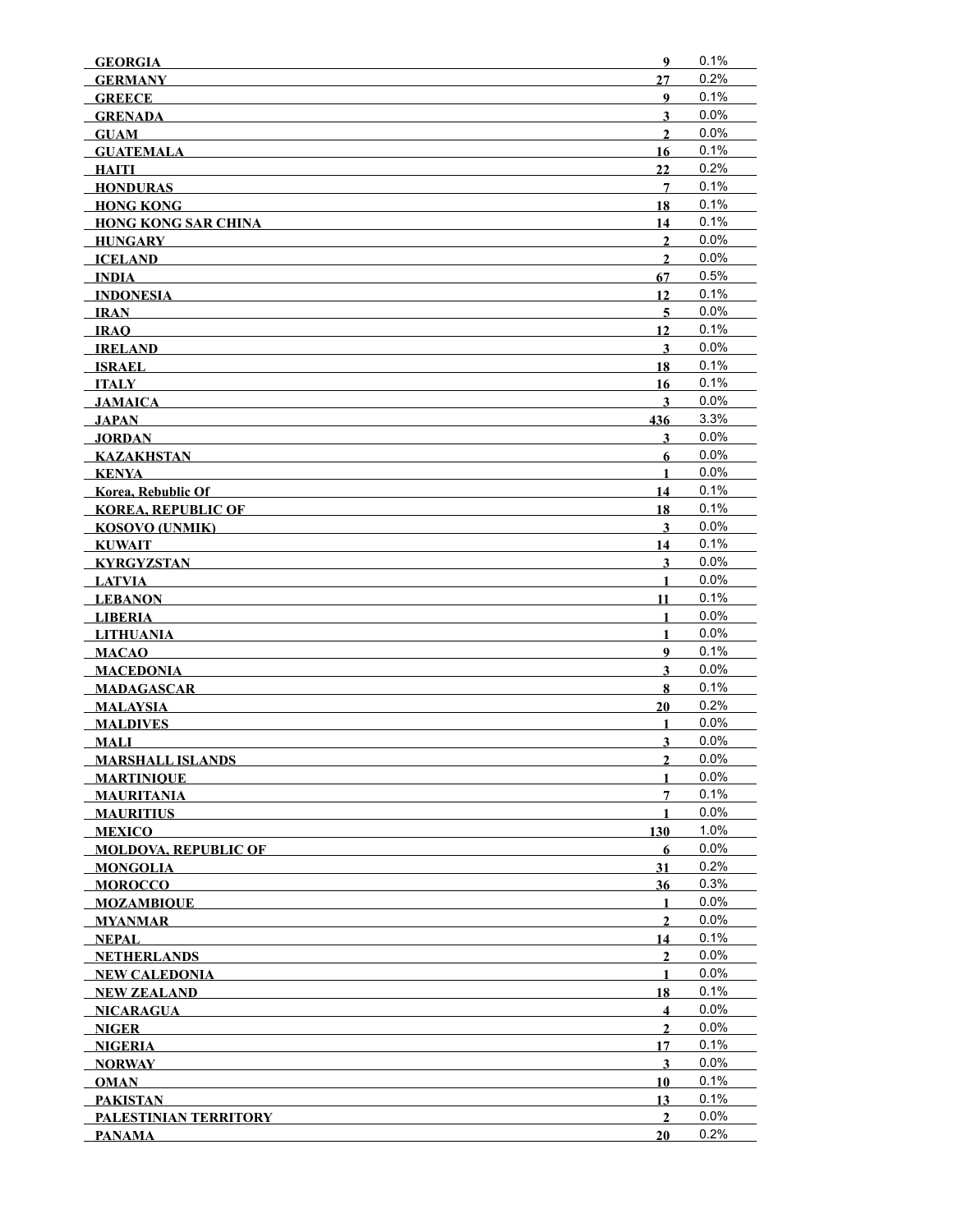| | | |
|---|---|---|
| **GEORGIA** | **9** | 0.1% |
| **GERMANY** | **27** | 0.2% |
| **GREECE** | **9** | 0.1% |
| **GRENADA** | **3** | 0.0% |
| **GUAM** | **2** | 0.0% |
| **GUATEMALA** | **16** | 0.1% |
| **HAITI** | **22** | 0.2% |
| **HONDURAS** | **7** | 0.1% |
| **HONG KONG** | **18** | 0.1% |
| **HONG KONG SAR CHINA** | **14** | 0.1% |
| **HUNGARY** | **2** | 0.0% |
| **ICELAND** | **2** | 0.0% |
| **INDIA** | **67** | 0.5% |
| **INDONESIA** | **12** | 0.1% |
| **IRAN** | **5** | 0.0% |
| **IRAQ** | **12** | 0.1% |
| **IRELAND** | **3** | 0.0% |
| **ISRAEL** | **18** | 0.1% |
| **ITALY** | **16** | 0.1% |
| **JAMAICA** | **3** | 0.0% |
| **JAPAN** | **436** | 3.3% |
| **JORDAN** | **3** | 0.0% |
| **KAZAKHSTAN** | **6** | 0.0% |
| **KENYA** | **1** | 0.0% |
| **Korea, Rebublic Of** | **14** | 0.1% |
| **KOREA, REPUBLIC OF** | **18** | 0.1% |
| **KOSOVO (UNMIK)** | **3** | 0.0% |
| **KUWAIT** | **14** | 0.1% |
| **KYRGYZSTAN** | **3** | 0.0% |
| **LATVIA** | **1** | 0.0% |
| **LEBANON** | **11** | 0.1% |
| **LIBERIA** | **1** | 0.0% |
| **LITHUANIA** | **1** | 0.0% |
| **MACAO** | **9** | 0.1% |
| **MACEDONIA** | **3** | 0.0% |
| **MADAGASCAR** | **8** | 0.1% |
| **MALAYSIA** | **20** | 0.2% |
| **MALDIVES** | **1** | 0.0% |
| **MALI** | **3** | 0.0% |
| **MARSHALL ISLANDS** | **2** | 0.0% |
| **MARTINIQUE** | **1** | 0.0% |
| **MAURITANIA** | **7** | 0.1% |
| **MAURITIUS** | **1** | 0.0% |
| **MEXICO** | **130** | 1.0% |
| **MOLDOVA, REPUBLIC OF** | **6** | 0.0% |
| **MONGOLIA** | **31** | 0.2% |
| **MOROCCO** | **36** | 0.3% |
| **MOZAMBIQUE** | **1** | 0.0% |
| **MYANMAR** | **2** | 0.0% |
| **NEPAL** | **14** | 0.1% |
| **NETHERLANDS** | **2** | 0.0% |
| **NEW CALEDONIA** | **1** | 0.0% |
| **NEW ZEALAND** | **18** | 0.1% |
| **NICARAGUA** | **4** | 0.0% |
| **NIGER** | **2** | 0.0% |
| **NIGERIA** | **17** | 0.1% |
| **NORWAY** | **3** | 0.0% |
| **OMAN** | **10** | 0.1% |
| **PAKISTAN** | **13** | 0.1% |
| **PALESTINIAN TERRITORY** | **2** | 0.0% |
| **PANAMA** | **20** | 0.2% |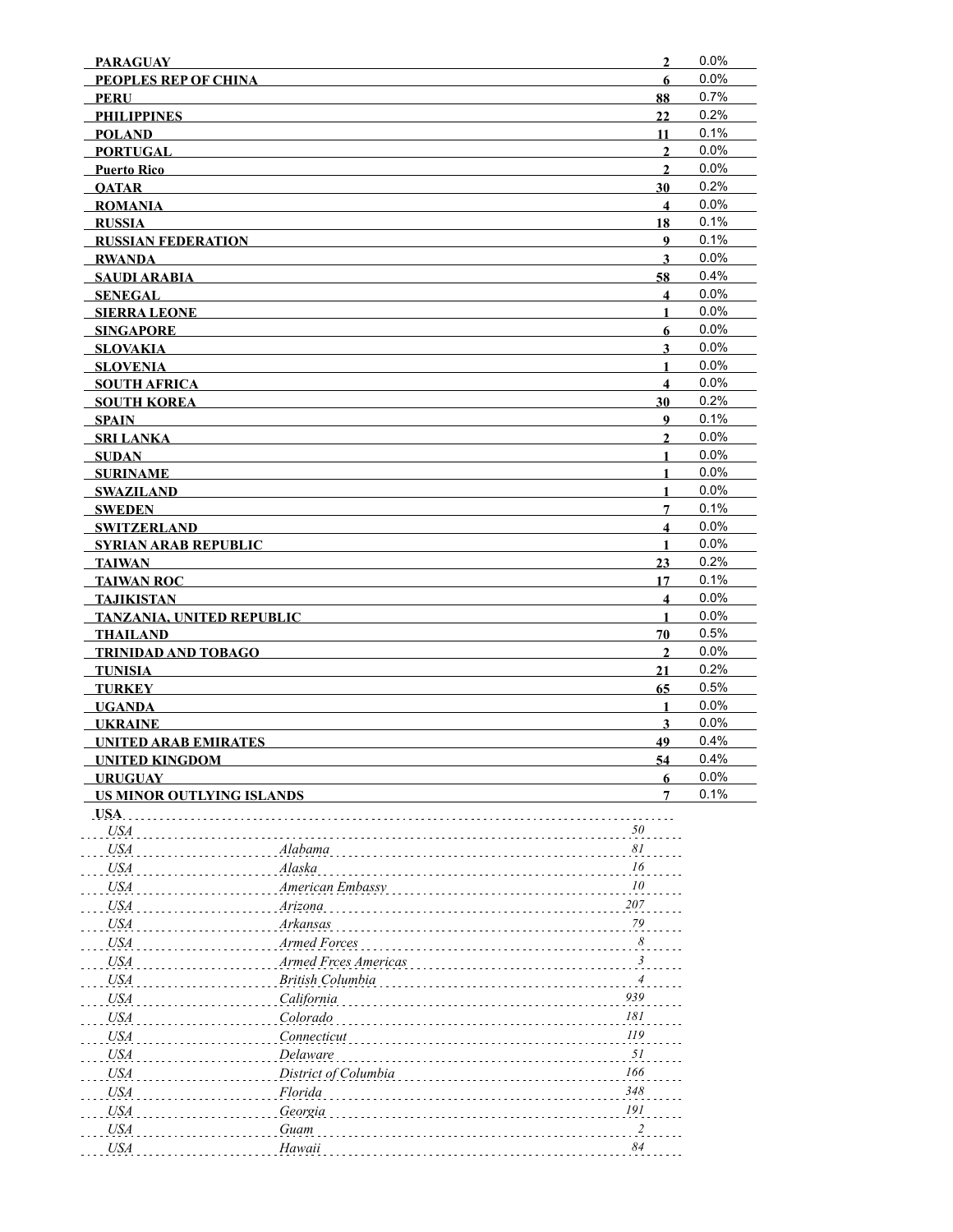| | | |
|---|---|---|
| **PARAGUAY** | **2** | 0.0% |
| **PEOPLES REP OF CHINA** | **6** | 0.0% |
| **PERU** | **88** | 0.7% |
| **PHILIPPINES** | **22** | 0.2% |
| **POLAND** | **11** | 0.1% |
| **PORTUGAL** | **2** | 0.0% |
| **Puerto Rico** | **2** | 0.0% |
| **QATAR** | **30** | 0.2% |
| **ROMANIA** | **4** | 0.0% |
| **RUSSIA** | **18** | 0.1% |
| **RUSSIAN FEDERATION** | **9** | 0.1% |
| **RWANDA** | **3** | 0.0% |
| **SAUDI ARABIA** | **58** | 0.4% |
| **SENEGAL** | **4** | 0.0% |
| **SIERRA LEONE** | **1** | 0.0% |
| **SINGAPORE** | **6** | 0.0% |
| **SLOVAKIA** | **3** | 0.0% |
| **SLOVENIA** | **1** | 0.0% |
| **SOUTH AFRICA** | **4** | 0.0% |
| **SOUTH KOREA** | **30** | 0.2% |
| **SPAIN** | **9** | 0.1% |
| **SRI LANKA** | **2** | 0.0% |
| **SUDAN** | **1** | 0.0% |
| **SURINAME** | **1** | 0.0% |
| **SWAZILAND** | **1** | 0.0% |
| **SWEDEN** | **7** | 0.1% |
| **SWITZERLAND** | **4** | 0.0% |
| **SYRIAN ARAB REPUBLIC** | **1** | 0.0% |
| **TAIWAN** | **23** | 0.2% |
| **TAIWAN ROC** | **17** | 0.1% |
| **TAJIKISTAN** | **4** | 0.0% |
| **TANZANIA, UNITED REPUBLIC** | **1** | 0.0% |
| **THAILAND** | **70** | 0.5% |
| **TRINIDAD AND TOBAGO** | **2** | 0.0% |
| **TUNISIA** | **21** | 0.2% |
| **TURKEY** | **65** | 0.5% |
| **UGANDA** | **1** | 0.0% |
| **UKRAINE** | **3** | 0.0% |
| **UNITED ARAB EMIRATES** | **49** | 0.4% |
| **UNITED KINGDOM** | **54** | 0.4% |
| **URUGUAY** | **6** | 0.0% |
| **US MINOR OUTLYING ISLANDS** | **7** | 0.1% |

**USA**

| | | |
|---|---|---|
| *USA* | | *50* |
| *USA* | *Alabama* | *81* |
| *USA* | *Alaska* | *16* |
| *USA* | *American Embassy* | *10* |
| *USA* | *Arizona* | *207* |
| *USA* | *Arkansas* | *79* |
| *USA* | *Armed Forces* | *8* |
| *USA* | *Armed Frces Americas* | *3* |
| *USA* | *British Columbia* | *4* |
| *USA* | *California* | *939* |
| *USA* | *Colorado* | *181* |
| *USA* | *Connecticut* | *119* |
| *USA* | *Delaware* | *51* |
| *USA* | *District of Columbia* | *166* |
| *USA* | *Florida* | *348* |
| *USA* | *Georgia* | *191* |
| *USA* | *Guam* | *2* |
| *USA* | *Hawaii* | *84* |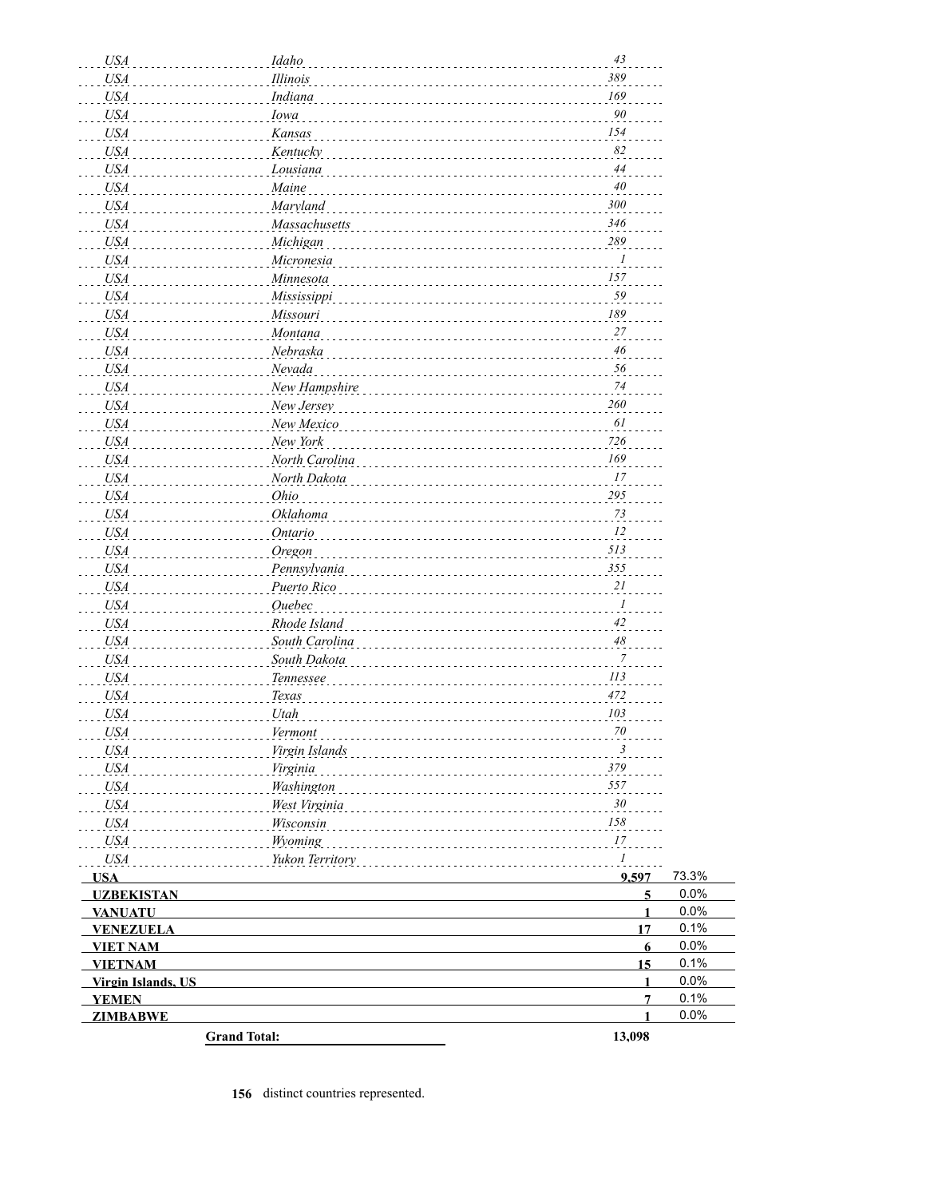| | | | |
|---|---|---|---|
| *USA* | *Idaho* | *43* | |
| *USA* | *Illinois* | *389* | |
| *USA* | *Indiana* | *169* | |
| *USA* | *Iowa* | *90* | |
| *USA* | *Kansas* | *154* | |
| *USA* | *Kentucky* | *82* | |
| *USA* | *Lousiana* | *44* | |
| *USA* | *Maine* | *40* | |
| *USA* | *Maryland* | *300* | |
| *USA* | *Massachusetts* | *346* | |
| *USA* | *Michigan* | *289* | |
| *USA* | *Micronesia* | *1* | |
| *USA* | *Minnesota* | *157* | |
| *USA* | *Mississippi* | *59* | |
| *USA* | *Missouri* | *189* | |
| *USA* | *Montana* | *27* | |
| *USA* | *Nebraska* | *46* | |
| *USA* | *Nevada* | *56* | |
| *USA* | *New Hampshire* | *74* | |
| *USA* | *New Jersey* | *260* | |
| *USA* | *New Mexico* | *61* | |
| *USA* | *New York* | *726* | |
| *USA* | *North Carolina* | *169* | |
| *USA* | *North Dakota* | *17* | |
| *USA* | *Ohio* | *295* | |
| *USA* | *Oklahoma* | *73* | |
| *USA* | *Ontario* | *12* | |
| *USA* | *Oregon* | *513* | |
| *USA* | *Pennsylvania* | *355* | |
| *USA* | *Puerto Rico* | *21* | |
| *USA* | *Quebec* | *1* | |
| *USA* | *Rhode Island* | *42* | |
| *USA* | *South Carolina* | *48* | |
| *USA* | *South Dakota* | *7* | |
| *USA* | *Tennessee* | *113* | |
| *USA* | *Texas* | *472* | |
| *USA* | *Utah* | *103* | |
| *USA* | *Vermont* | *70* | |
| *USA* | *Virgin Islands* | *3* | |
| *USA* | *Virginia* | *379* | |
| *USA* | *Washington* | *557* | |
| *USA* | *West Virginia* | *30* | |
| *USA* | *Wisconsin* | *158* | |
| *USA* | *Wyoming* | *17* | |
| *USA* | *Yukon Territory* | *1* | |
| **USA** | | **9,597** | 73.3% |
| **UZBEKISTAN** | | **5** | 0.0% |
| **VANUATU** | | **1** | 0.0% |
| **VENEZUELA** | | **17** | 0.1% |
| **VIET NAM** | | **6** | 0.0% |
| **VIETNAM** | | **15** | 0.1% |
| **Virgin Islands, US** | | **1** | 0.0% |
| **YEMEN** | | **7** | 0.1% |
| **ZIMBABWE** | | **1** | 0.0% |
| **Grand Total:** | | **13,098** | |

**156** distinct countries represented.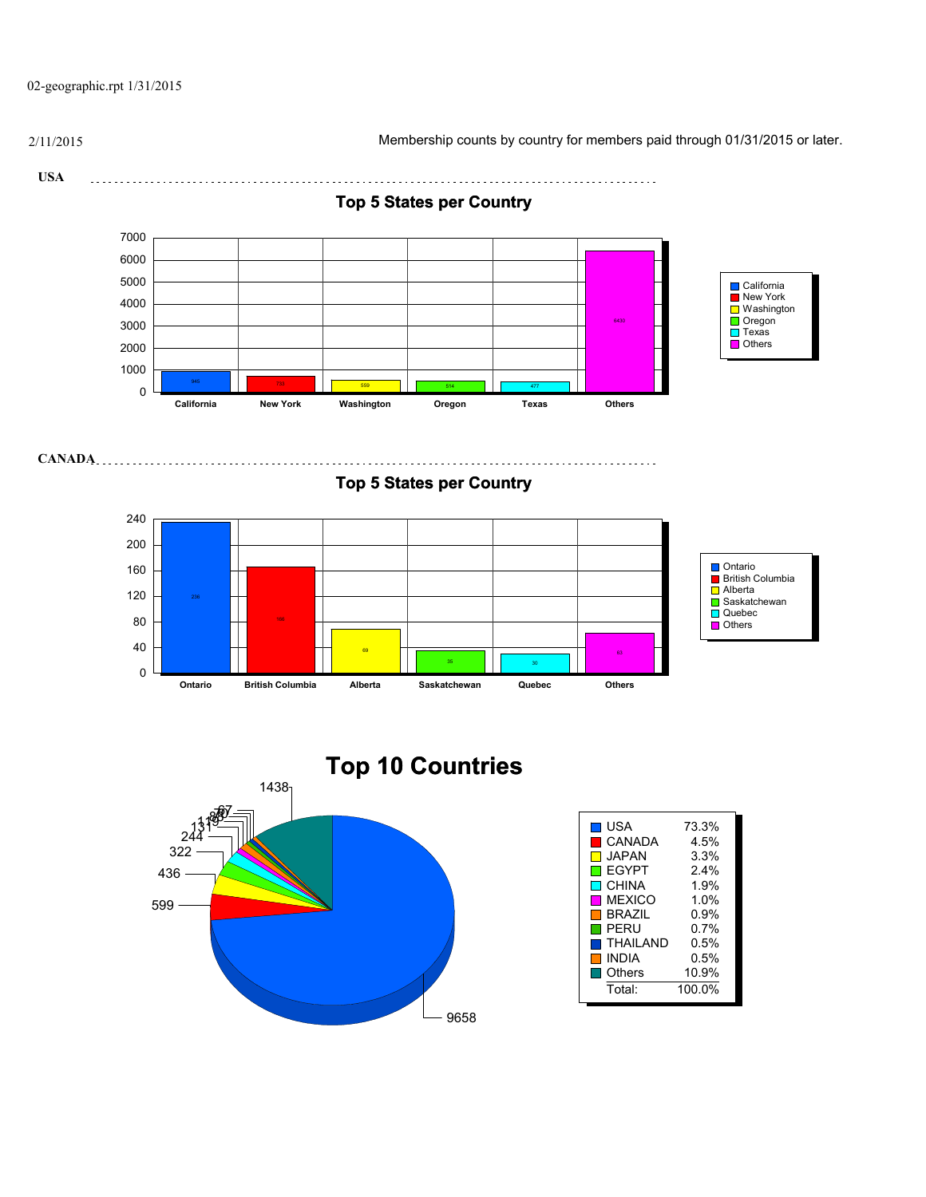02-geographic.rpt 1/31/2015

2/11/2015

Membership counts by country for members paid through 01/31/2015 or later.

**USA**

## Top 5 States per Country

| State | Count |
|---|---|
| California | 945 |
| New York | 733 |
| Washington | 559 |
| Oregon | 514 |
| Texas | 477 |
| Others | 6430 |

**CANADA**

## Top 5 States per Country

| State | Count |
|---|---|
| Ontario | 235 |
| British Columbia | 166 |
| Alberta | 69 |
| Saskatchewan | 35 |
| Quebec | 30 |
| Others | 63 |

## Top 10 Countries

| Country | Percent |
|---|---|
| USA | 73.3% |
| CANADA | 4.5% |
| JAPAN | 3.3% |
| EGYPT | 2.4% |
| CHINA | 1.9% |
| MEXICO | 1.0% |
| BRAZIL | 0.9% |
| PERU | 0.7% |
| THAILAND | 0.5% |
| INDIA | 0.5% |
| Others | 10.9% |
| Total: | 100.0% |

Pie chart labels: 9658, 599, 436, 322, 244, 131, 119, 89, 70, 67, 1438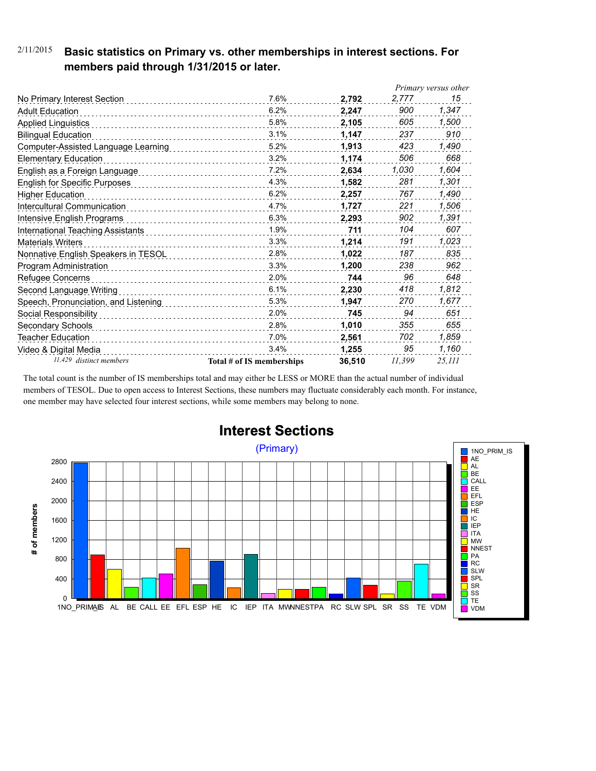2/11/2015

## Basic statistics on Primary vs. other memberships in interest sections. For members paid through 1/31/2015 or later.

| | | | *Primary versus other* | |
|---|---|---|---|---|
| No Primary Interest Section | 7.6% | **2,792** | *2,777* | *15* |
| Adult Education | 6.2% | **2,247** | *900* | *1,347* |
| Applied Linguistics | 5.8% | **2,105** | *605* | *1,500* |
| Bilingual Education | 3.1% | **1,147** | *237* | *910* |
| Computer-Assisted Language Learning | 5.2% | **1,913** | *423* | *1,490* |
| Elementary Education | 3.2% | **1,174** | *506* | *668* |
| English as a Foreign Language | 7.2% | **2,634** | *1,030* | *1,604* |
| English for Specific Purposes | 4.3% | **1,582** | *281* | *1,301* |
| Higher Education | 6.2% | **2,257** | *767* | *1,490* |
| Intercultural Communication | 4.7% | **1,727** | *221* | *1,506* |
| Intensive English Programs | 6.3% | **2,293** | *902* | *1,391* |
| International Teaching Assistants | 1.9% | **711** | *104* | *607* |
| Materials Writers | 3.3% | **1,214** | *191* | *1,023* |
| Nonnative English Speakers in TESOL | 2.8% | **1,022** | *187* | *835* |
| Program Administration | 3.3% | **1,200** | *238* | *962* |
| Refugee Concerns | 2.0% | **744** | *96* | *648* |
| Second Language Writing | 6.1% | **2,230** | *418* | *1,812* |
| Speech, Pronunciation, and Listening | 5.3% | **1,947** | *270* | *1,677* |
| Social Responsibility | 2.0% | **745** | *94* | *651* |
| Secondary Schools | 2.8% | **1,010** | *355* | *655* |
| Teacher Education | 7.0% | **2,561** | *702* | *1,859* |
| Video & Digital Media | 3.4% | **1,255** | *95* | *1,160* |
| *11,429 distinct members* | **Total # of IS memberships** | **36,510** | *11,399* | *25,111* |

The total count is the number of IS memberships total and may either be LESS or MORE than the actual number of individual members of TESOL. Due to open access to Interest Sections, these numbers may fluctuate considerably each month. For instance, one member may have selected four interest sections, while some members may belong to none.

## Interest Sections

(Primary)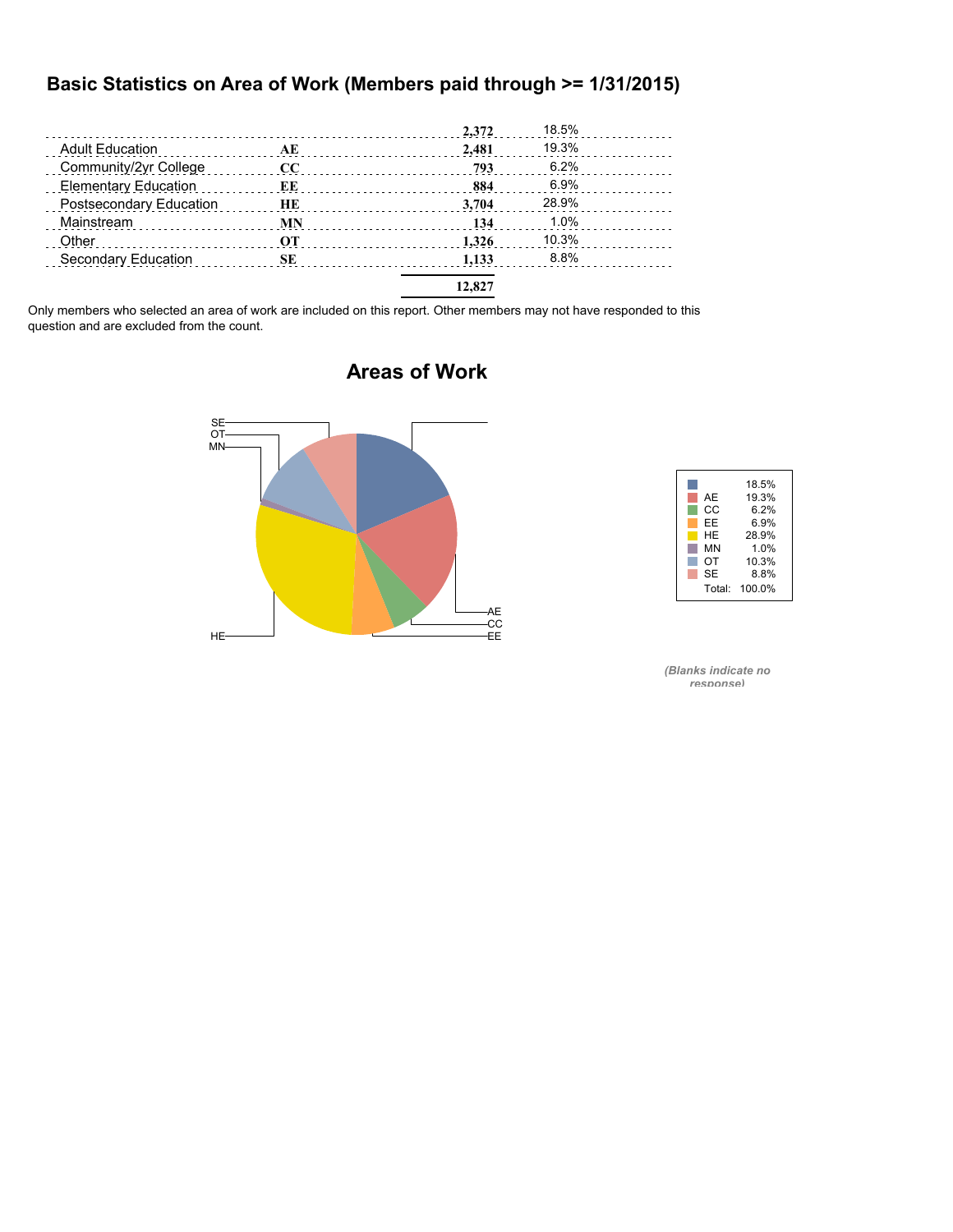## Basic Statistics on Area of Work (Members paid through >= 1/31/2015)

| | | | |
|---|---|---|---|
| | | 2,372 | 18.5% |
| Adult Education | AE | 2,481 | 19.3% |
| Community/2yr College | CC | 793 | 6.2% |
| Elementary Education | EE | 884 | 6.9% |
| Postsecondary Education | HE | 3,704 | 28.9% |
| Mainstream | MN | 134 | 1.0% |
| Other | OT | 1,326 | 10.3% |
| Secondary Education | SE | 1,133 | 8.8% |
| | | 12,827 | |

Only members who selected an area of work are included on this report. Other members may not have responded to this question and are excluded from the count.

### Areas of Work

| | |
|---|---|
| | 18.5% |
| AE | 19.3% |
| CC | 6.2% |
| EE | 6.9% |
| HE | 28.9% |
| MN | 1.0% |
| OT | 10.3% |
| SE | 8.8% |
| Total: | 100.0% |

*(Blanks indicate no response)*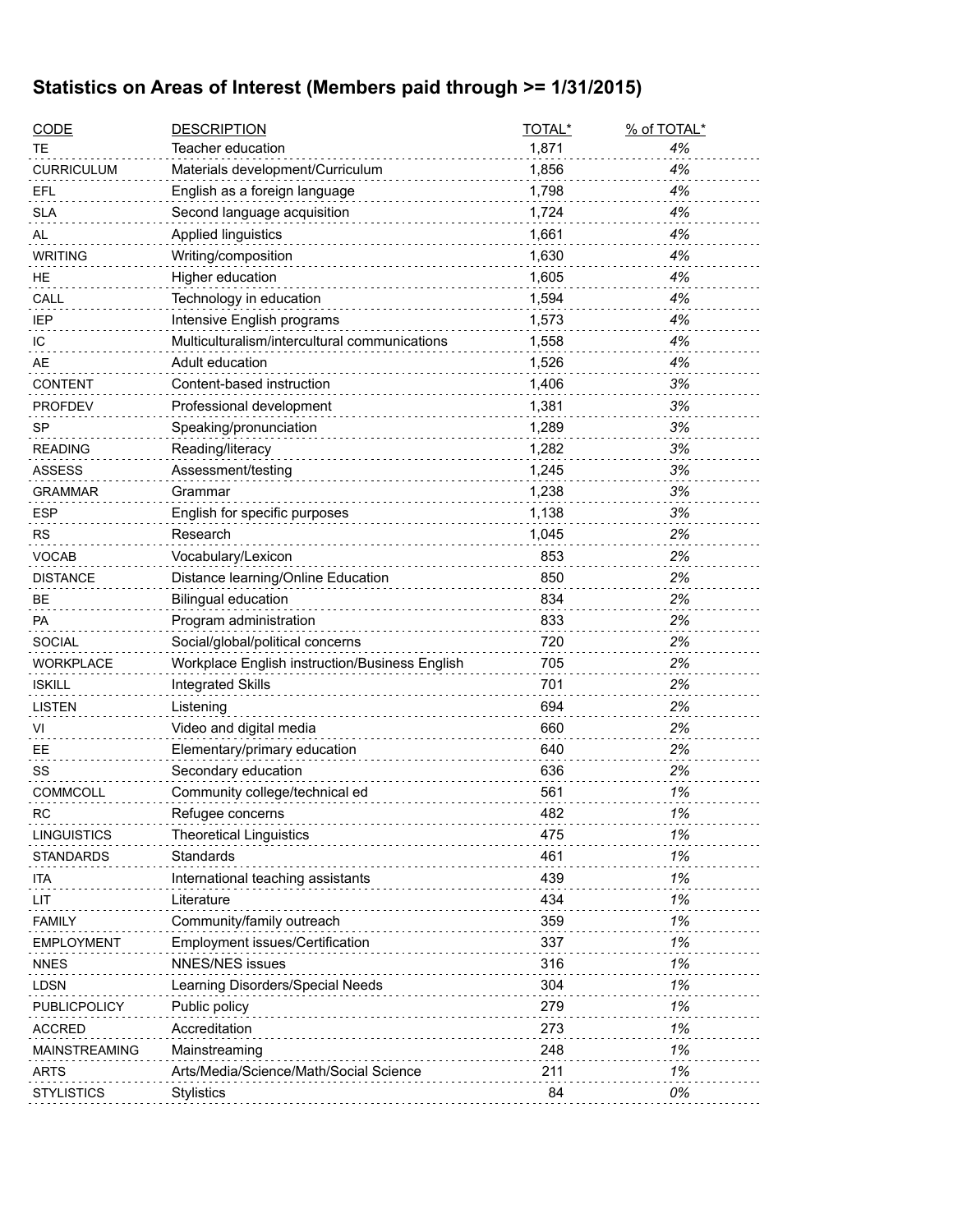# Statistics on Areas of Interest (Members paid through >= 1/31/2015)

| CODE | DESCRIPTION | TOTAL* | % of TOTAL* |
|---|---|---|---|
| TE | Teacher education | 1,871 | *4%* |
| CURRICULUM | Materials development/Curriculum | 1,856 | *4%* |
| EFL | English as a foreign language | 1,798 | *4%* |
| SLA | Second language acquisition | 1,724 | *4%* |
| AL | Applied linguistics | 1,661 | *4%* |
| WRITING | Writing/composition | 1,630 | *4%* |
| HE | Higher education | 1,605 | *4%* |
| CALL | Technology in education | 1,594 | *4%* |
| IEP | Intensive English programs | 1,573 | *4%* |
| IC | Multiculturalism/intercultural communications | 1,558 | *4%* |
| AE | Adult education | 1,526 | *4%* |
| CONTENT | Content-based instruction | 1,406 | *3%* |
| PROFDEV | Professional development | 1,381 | *3%* |
| SP | Speaking/pronunciation | 1,289 | *3%* |
| READING | Reading/literacy | 1,282 | *3%* |
| ASSESS | Assessment/testing | 1,245 | *3%* |
| GRAMMAR | Grammar | 1,238 | *3%* |
| ESP | English for specific purposes | 1,138 | *3%* |
| RS | Research | 1,045 | *2%* |
| VOCAB | Vocabulary/Lexicon | 853 | *2%* |
| DISTANCE | Distance learning/Online Education | 850 | *2%* |
| BE | Bilingual education | 834 | *2%* |
| PA | Program administration | 833 | *2%* |
| SOCIAL | Social/global/political concerns | 720 | *2%* |
| WORKPLACE | Workplace English instruction/Business English | 705 | *2%* |
| ISKILL | Integrated Skills | 701 | *2%* |
| LISTEN | Listening | 694 | *2%* |
| VI | Video and digital media | 660 | *2%* |
| EE | Elementary/primary education | 640 | *2%* |
| SS | Secondary education | 636 | *2%* |
| COMMCOLL | Community college/technical ed | 561 | *1%* |
| RC | Refugee concerns | 482 | *1%* |
| LINGUISTICS | Theoretical Linguistics | 475 | *1%* |
| STANDARDS | Standards | 461 | *1%* |
| ITA | International teaching assistants | 439 | *1%* |
| LIT | Literature | 434 | *1%* |
| FAMILY | Community/family outreach | 359 | *1%* |
| EMPLOYMENT | Employment issues/Certification | 337 | *1%* |
| NNES | NNES/NES issues | 316 | *1%* |
| LDSN | Learning Disorders/Special Needs | 304 | *1%* |
| PUBLICPOLICY | Public policy | 279 | *1%* |
| ACCRED | Accreditation | 273 | *1%* |
| MAINSTREAMING | Mainstreaming | 248 | *1%* |
| ARTS | Arts/Media/Science/Math/Social Science | 211 | *1%* |
| STYLISTICS | Stylistics | 84 | *0%* |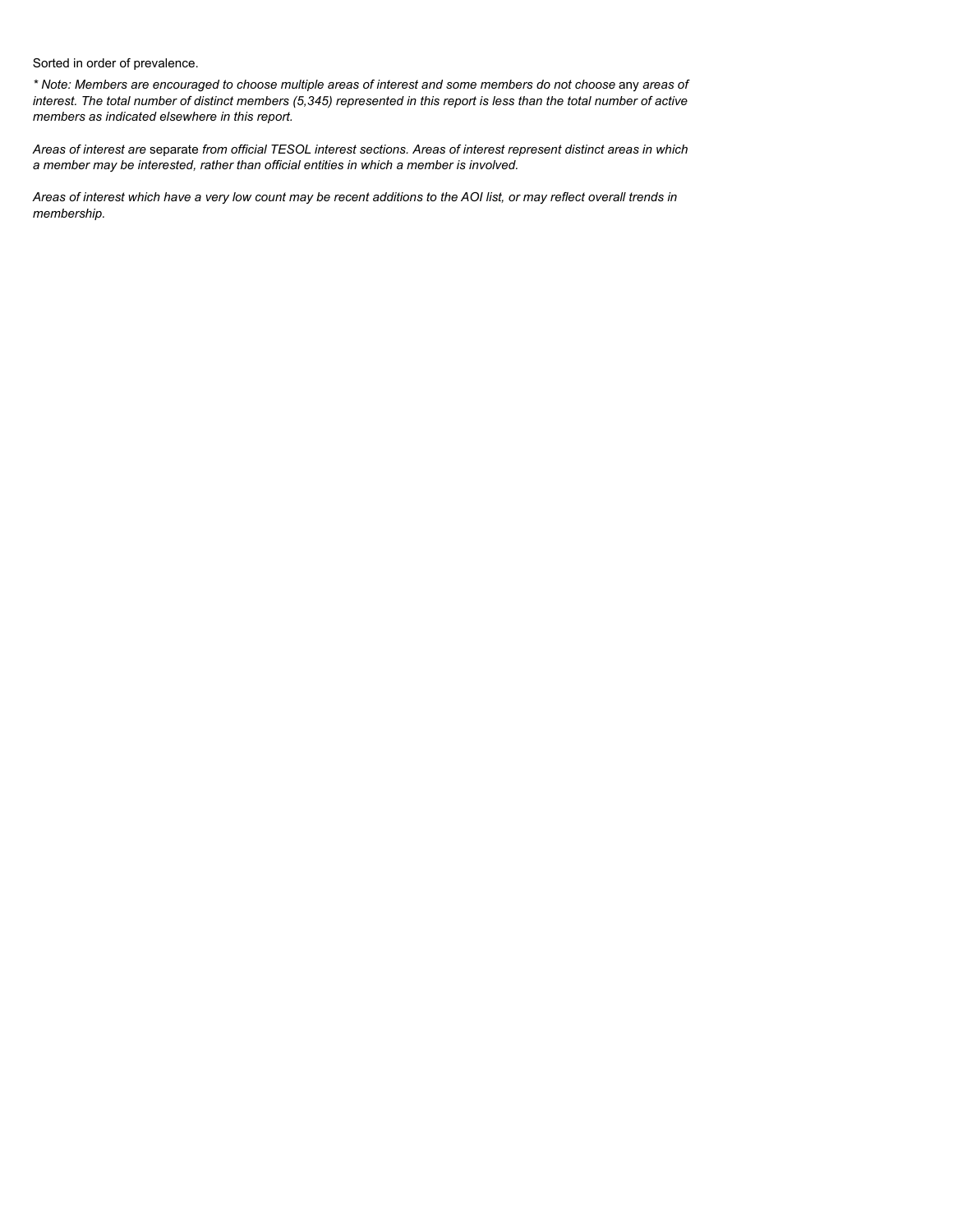Sorted in order of prevalence.

*\* Note: Members are encouraged to choose multiple areas of interest and some members do not choose* any *areas of interest. The total number of distinct members (5,345) represented in this report is less than the total number of active members as indicated elsewhere in this report.*

*Areas of interest are* separate *from official TESOL interest sections. Areas of interest represent distinct areas in which a member may be interested, rather than official entities in which a member is involved.*

*Areas of interest which have a very low count may be recent additions to the AOI list, or may reflect overall trends in membership.*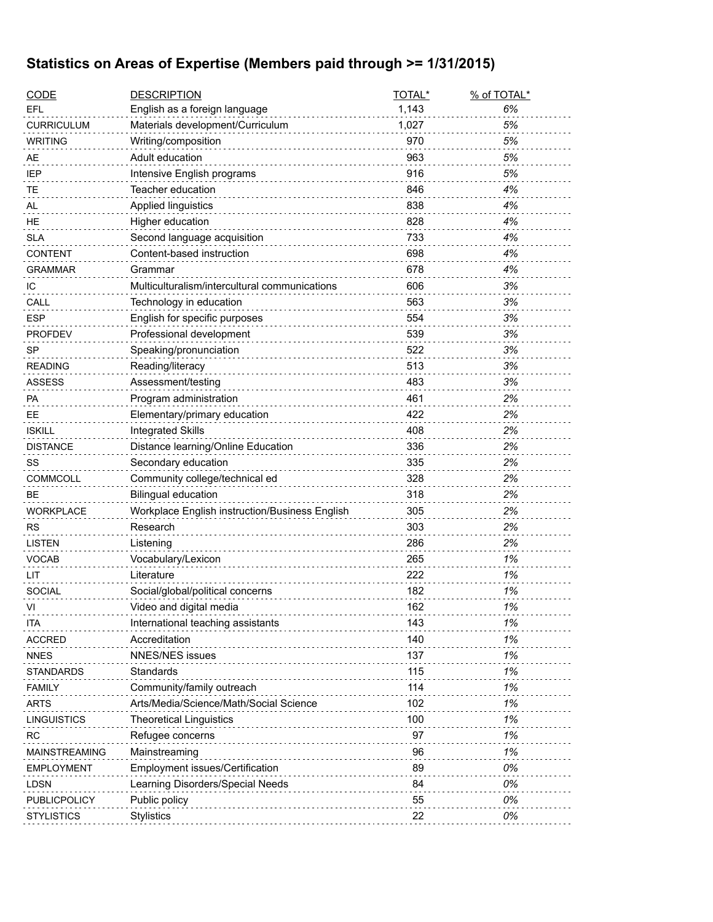## Statistics on Areas of Expertise (Members paid through >= 1/31/2015)

| CODE | DESCRIPTION | TOTAL* | % of TOTAL* |
|---|---|---|---|
| EFL | English as a foreign language | 1,143 | *6%* |
| CURRICULUM | Materials development/Curriculum | 1,027 | *5%* |
| WRITING | Writing/composition | 970 | *5%* |
| AE | Adult education | 963 | *5%* |
| IEP | Intensive English programs | 916 | *5%* |
| TE | Teacher education | 846 | *4%* |
| AL | Applied linguistics | 838 | *4%* |
| HE | Higher education | 828 | *4%* |
| SLA | Second language acquisition | 733 | *4%* |
| CONTENT | Content-based instruction | 698 | *4%* |
| GRAMMAR | Grammar | 678 | *4%* |
| IC | Multiculturalism/intercultural communications | 606 | *3%* |
| CALL | Technology in education | 563 | *3%* |
| ESP | English for specific purposes | 554 | *3%* |
| PROFDEV | Professional development | 539 | *3%* |
| SP | Speaking/pronunciation | 522 | *3%* |
| READING | Reading/literacy | 513 | *3%* |
| ASSESS | Assessment/testing | 483 | *3%* |
| PA | Program administration | 461 | *2%* |
| EE | Elementary/primary education | 422 | *2%* |
| ISKILL | Integrated Skills | 408 | *2%* |
| DISTANCE | Distance learning/Online Education | 336 | *2%* |
| SS | Secondary education | 335 | *2%* |
| COMMCOLL | Community college/technical ed | 328 | *2%* |
| BE | Bilingual education | 318 | *2%* |
| WORKPLACE | Workplace English instruction/Business English | 305 | *2%* |
| RS | Research | 303 | *2%* |
| LISTEN | Listening | 286 | *2%* |
| VOCAB | Vocabulary/Lexicon | 265 | *1%* |
| LIT | Literature | 222 | *1%* |
| SOCIAL | Social/global/political concerns | 182 | *1%* |
| VI | Video and digital media | 162 | *1%* |
| ITA | International teaching assistants | 143 | *1%* |
| ACCRED | Accreditation | 140 | *1%* |
| NNES | NNES/NES issues | 137 | *1%* |
| STANDARDS | Standards | 115 | *1%* |
| FAMILY | Community/family outreach | 114 | *1%* |
| ARTS | Arts/Media/Science/Math/Social Science | 102 | *1%* |
| LINGUISTICS | Theoretical Linguistics | 100 | *1%* |
| RC | Refugee concerns | 97 | *1%* |
| MAINSTREAMING | Mainstreaming | 96 | *1%* |
| EMPLOYMENT | Employment issues/Certification | 89 | *0%* |
| LDSN | Learning Disorders/Special Needs | 84 | *0%* |
| PUBLICPOLICY | Public policy | 55 | *0%* |
| STYLISTICS | Stylistics | 22 | *0%* |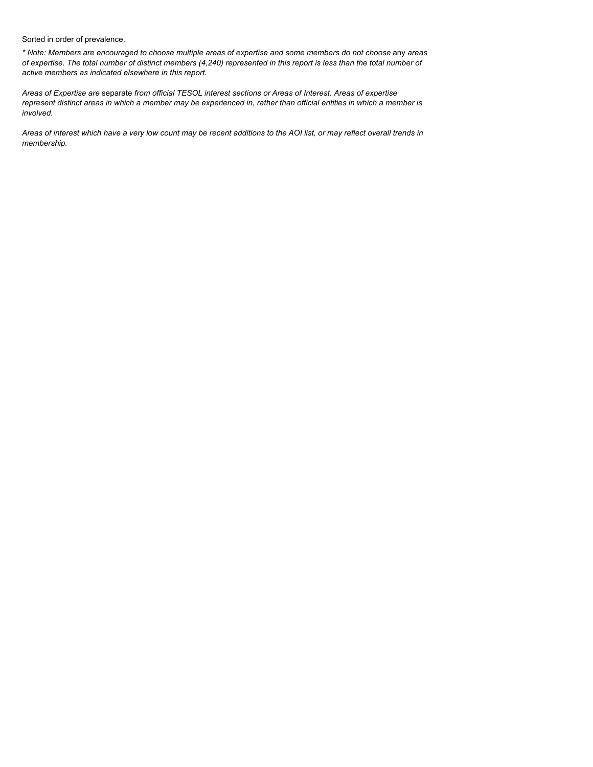Sorted in order of prevalence.

*\* Note: Members are encouraged to choose multiple areas of expertise and some members do not choose* any *areas of expertise. The total number of distinct members (4,240) represented in this report is less than the total number of active members as indicated elsewhere in this report.*

*Areas of Expertise are* separate *from official TESOL interest sections or Areas of Interest. Areas of expertise represent distinct areas in which a member may be experienced in, rather than official entities in which a member is involved.*

*Areas of interest which have a very low count may be recent additions to the AOI list, or may reflect overall trends in membership.*